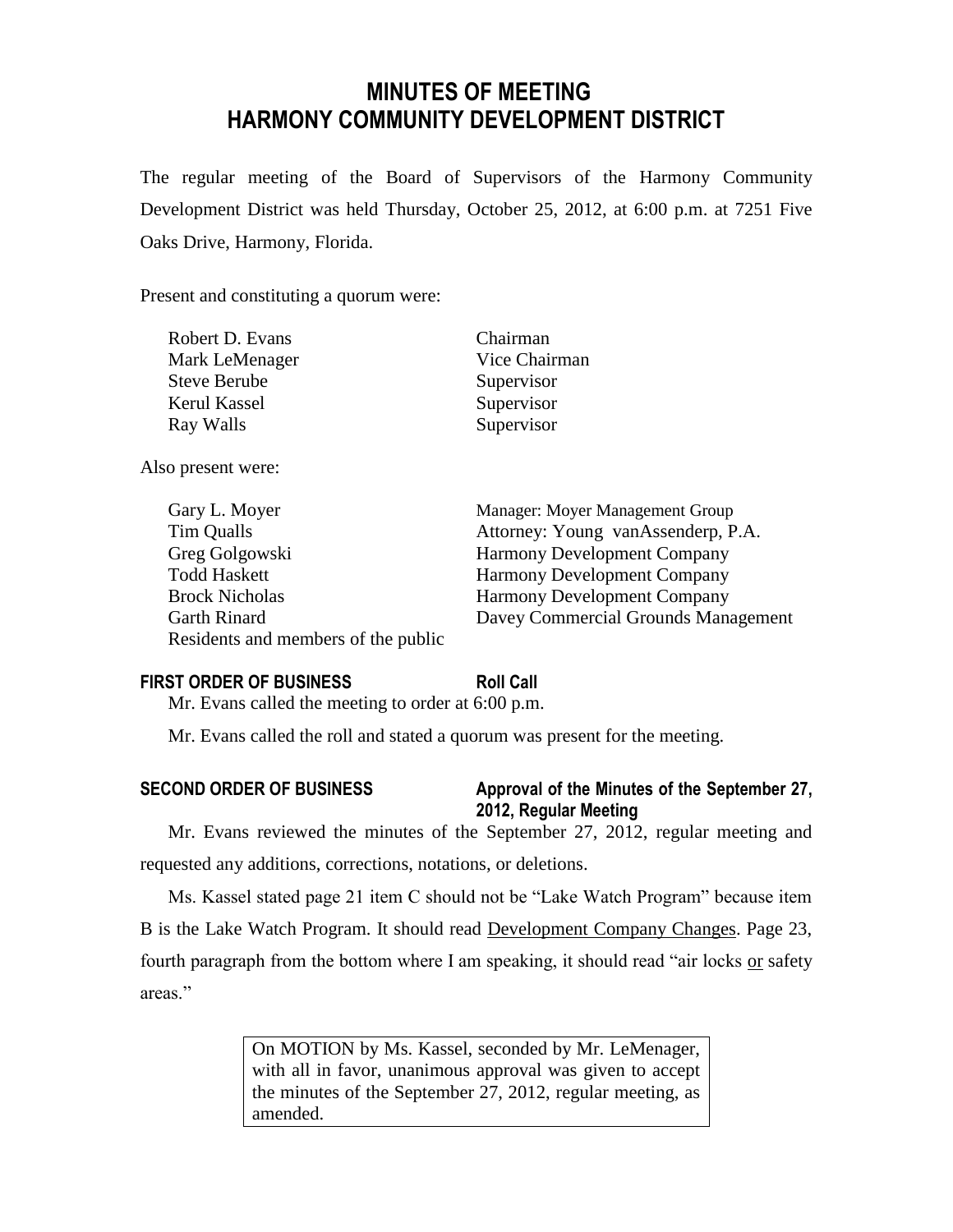# MINUTES OF MEETING
# HARMONY COMMUNITY DEVELOPMENT DISTRICT

The regular meeting of the Board of Supervisors of the Harmony Community Development District was held Thursday, October 25, 2012, at 6:00 p.m. at 7251 Five Oaks Drive, Harmony, Florida.

Present and constituting a quorum were:

| | |
|---|---|
| Robert D. Evans | Chairman |
| Mark LeMenager | Vice Chairman |
| Steve Berube | Supervisor |
| Kerul Kassel | Supervisor |
| Ray Walls | Supervisor |

Also present were:

| | |
|---|---|
| Gary L. Moyer | Manager: Moyer Management Group |
| Tim Qualls | Attorney: Young vanAssenderp, P.A. |
| Greg Golgowski | Harmony Development Company |
| Todd Haskett | Harmony Development Company |
| Brock Nicholas | Harmony Development Company |
| Garth Rinard | Davey Commercial Grounds Management |
| Residents and members of the public | |

**FIRST ORDER OF BUSINESS** **Roll Call**

Mr. Evans called the meeting to order at 6:00 p.m.

Mr. Evans called the roll and stated a quorum was present for the meeting.

**SECOND ORDER OF BUSINESS** **Approval of the Minutes of the September 27, 2012, Regular Meeting**

Mr. Evans reviewed the minutes of the September 27, 2012, regular meeting and requested any additions, corrections, notations, or deletions.

Ms. Kassel stated page 21 item C should not be "Lake Watch Program" because item B is the Lake Watch Program. It should read Development Company Changes. Page 23, fourth paragraph from the bottom where I am speaking, it should read "air locks or safety areas."

> On MOTION by Ms. Kassel, seconded by Mr. LeMenager, with all in favor, unanimous approval was given to accept the minutes of the September 27, 2012, regular meeting, as amended.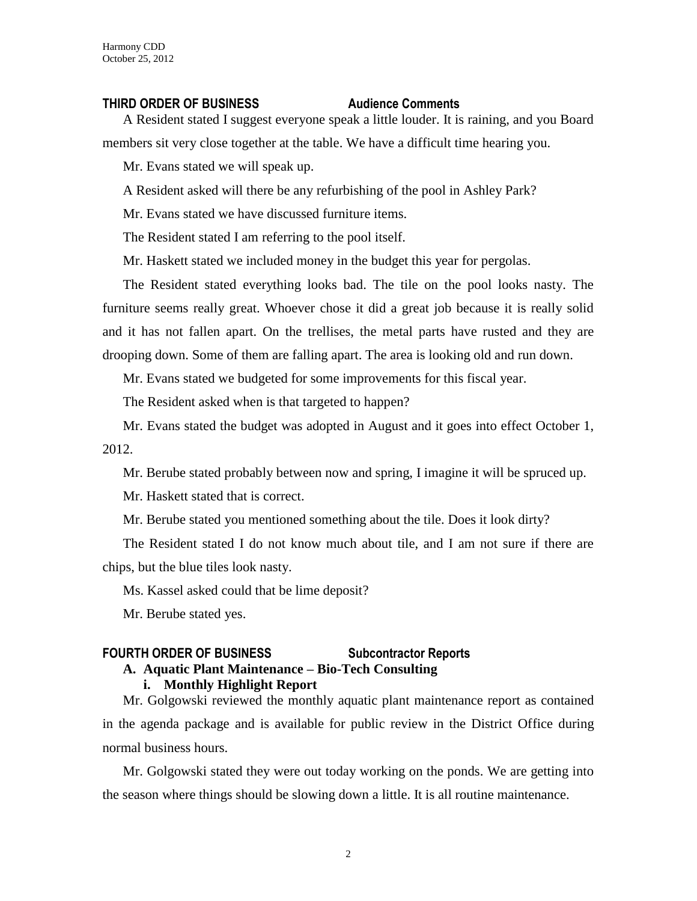**THIRD ORDER OF BUSINESS Audience Comments**

A Resident stated I suggest everyone speak a little louder. It is raining, and you Board members sit very close together at the table. We have a difficult time hearing you.

Mr. Evans stated we will speak up.

A Resident asked will there be any refurbishing of the pool in Ashley Park?

Mr. Evans stated we have discussed furniture items.

The Resident stated I am referring to the pool itself.

Mr. Haskett stated we included money in the budget this year for pergolas.

The Resident stated everything looks bad. The tile on the pool looks nasty. The furniture seems really great. Whoever chose it did a great job because it is really solid and it has not fallen apart. On the trellises, the metal parts have rusted and they are drooping down. Some of them are falling apart. The area is looking old and run down.

Mr. Evans stated we budgeted for some improvements for this fiscal year.

The Resident asked when is that targeted to happen?

Mr. Evans stated the budget was adopted in August and it goes into effect October 1, 2012.

Mr. Berube stated probably between now and spring, I imagine it will be spruced up.

Mr. Haskett stated that is correct.

Mr. Berube stated you mentioned something about the tile. Does it look dirty?

The Resident stated I do not know much about tile, and I am not sure if there are chips, but the blue tiles look nasty.

Ms. Kassel asked could that be lime deposit?

Mr. Berube stated yes.

**FOURTH ORDER OF BUSINESS Subcontractor Reports**

**A. Aquatic Plant Maintenance – Bio-Tech Consulting**

**i. Monthly Highlight Report**

Mr. Golgowski reviewed the monthly aquatic plant maintenance report as contained in the agenda package and is available for public review in the District Office during normal business hours.

Mr. Golgowski stated they were out today working on the ponds. We are getting into the season where things should be slowing down a little. It is all routine maintenance.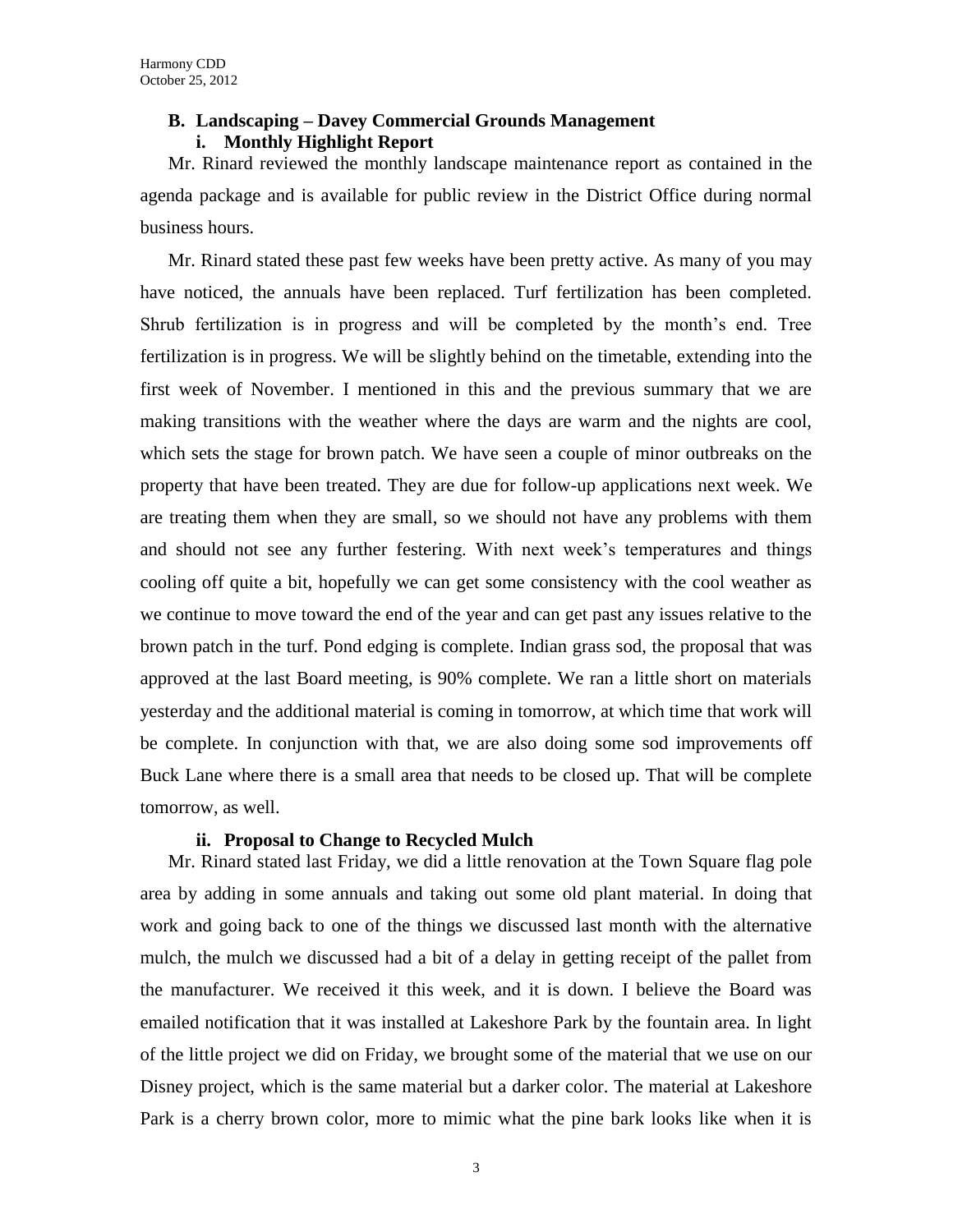### B. Landscaping – Davey Commercial Grounds Management

#### i. Monthly Highlight Report

Mr. Rinard reviewed the monthly landscape maintenance report as contained in the agenda package and is available for public review in the District Office during normal business hours.

Mr. Rinard stated these past few weeks have been pretty active. As many of you may have noticed, the annuals have been replaced. Turf fertilization has been completed. Shrub fertilization is in progress and will be completed by the month's end. Tree fertilization is in progress. We will be slightly behind on the timetable, extending into the first week of November. I mentioned in this and the previous summary that we are making transitions with the weather where the days are warm and the nights are cool, which sets the stage for brown patch. We have seen a couple of minor outbreaks on the property that have been treated. They are due for follow-up applications next week. We are treating them when they are small, so we should not have any problems with them and should not see any further festering. With next week's temperatures and things cooling off quite a bit, hopefully we can get some consistency with the cool weather as we continue to move toward the end of the year and can get past any issues relative to the brown patch in the turf. Pond edging is complete. Indian grass sod, the proposal that was approved at the last Board meeting, is 90% complete. We ran a little short on materials yesterday and the additional material is coming in tomorrow, at which time that work will be complete. In conjunction with that, we are also doing some sod improvements off Buck Lane where there is a small area that needs to be closed up. That will be complete tomorrow, as well.

#### ii. Proposal to Change to Recycled Mulch

Mr. Rinard stated last Friday, we did a little renovation at the Town Square flag pole area by adding in some annuals and taking out some old plant material. In doing that work and going back to one of the things we discussed last month with the alternative mulch, the mulch we discussed had a bit of a delay in getting receipt of the pallet from the manufacturer. We received it this week, and it is down. I believe the Board was emailed notification that it was installed at Lakeshore Park by the fountain area. In light of the little project we did on Friday, we brought some of the material that we use on our Disney project, which is the same material but a darker color. The material at Lakeshore Park is a cherry brown color, more to mimic what the pine bark looks like when it is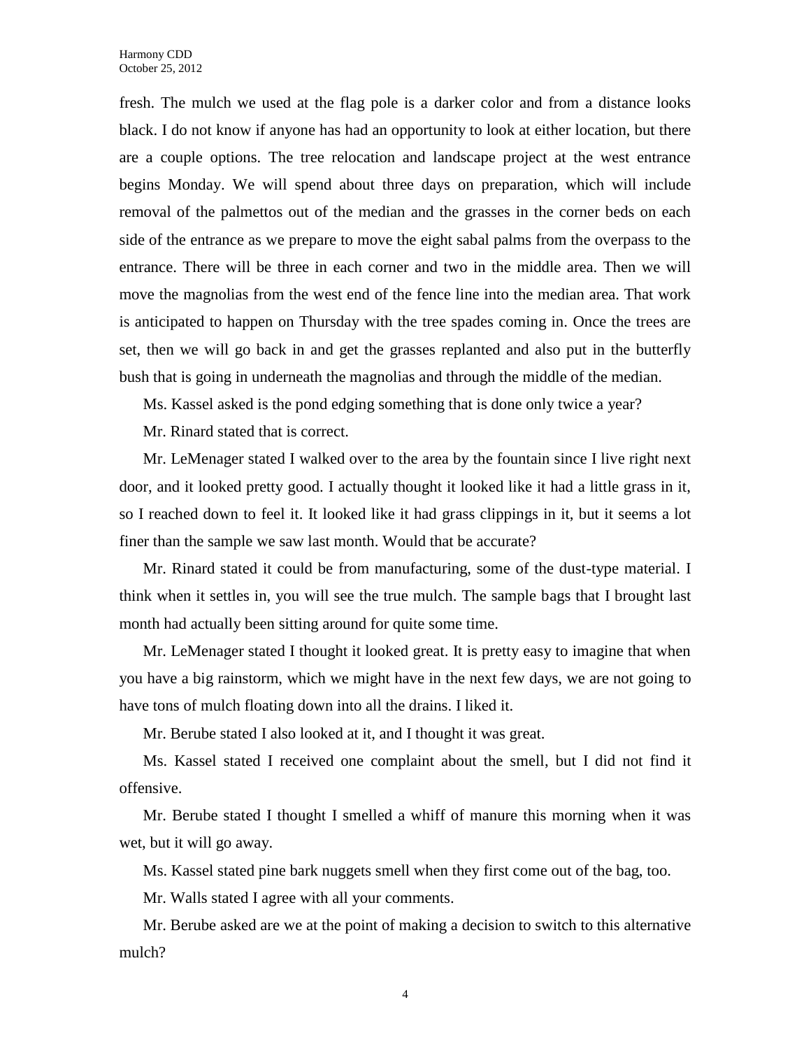fresh. The mulch we used at the flag pole is a darker color and from a distance looks black. I do not know if anyone has had an opportunity to look at either location, but there are a couple options. The tree relocation and landscape project at the west entrance begins Monday. We will spend about three days on preparation, which will include removal of the palmettos out of the median and the grasses in the corner beds on each side of the entrance as we prepare to move the eight sabal palms from the overpass to the entrance. There will be three in each corner and two in the middle area. Then we will move the magnolias from the west end of the fence line into the median area. That work is anticipated to happen on Thursday with the tree spades coming in. Once the trees are set, then we will go back in and get the grasses replanted and also put in the butterfly bush that is going in underneath the magnolias and through the middle of the median.

Ms. Kassel asked is the pond edging something that is done only twice a year?

Mr. Rinard stated that is correct.

Mr. LeMenager stated I walked over to the area by the fountain since I live right next door, and it looked pretty good. I actually thought it looked like it had a little grass in it, so I reached down to feel it. It looked like it had grass clippings in it, but it seems a lot finer than the sample we saw last month. Would that be accurate?

Mr. Rinard stated it could be from manufacturing, some of the dust-type material. I think when it settles in, you will see the true mulch. The sample bags that I brought last month had actually been sitting around for quite some time.

Mr. LeMenager stated I thought it looked great. It is pretty easy to imagine that when you have a big rainstorm, which we might have in the next few days, we are not going to have tons of mulch floating down into all the drains. I liked it.

Mr. Berube stated I also looked at it, and I thought it was great.

Ms. Kassel stated I received one complaint about the smell, but I did not find it offensive.

Mr. Berube stated I thought I smelled a whiff of manure this morning when it was wet, but it will go away.

Ms. Kassel stated pine bark nuggets smell when they first come out of the bag, too.

Mr. Walls stated I agree with all your comments.

Mr. Berube asked are we at the point of making a decision to switch to this alternative mulch?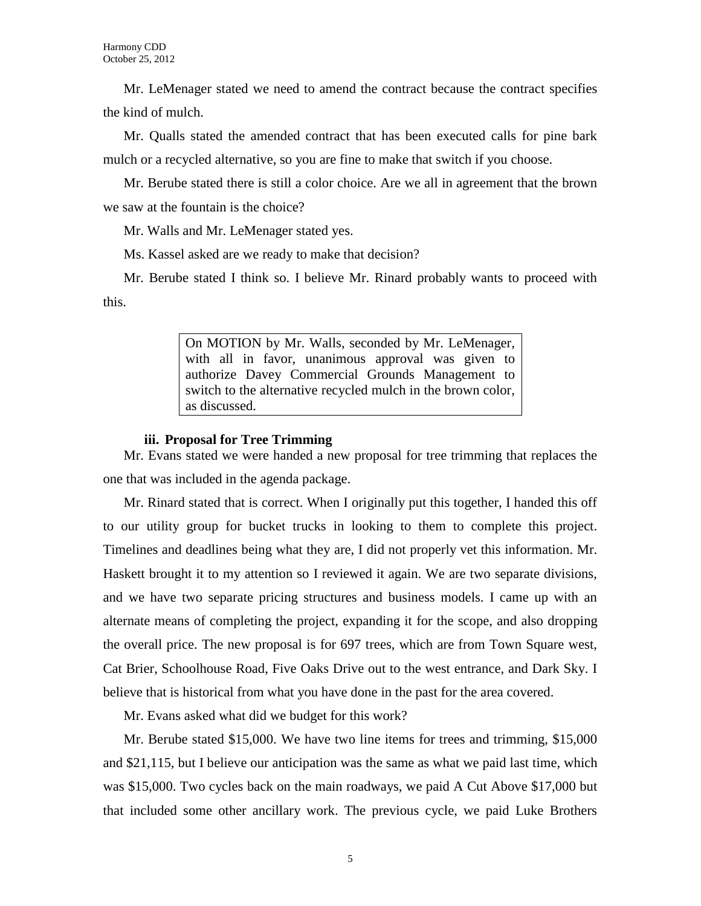Mr. LeMenager stated we need to amend the contract because the contract specifies the kind of mulch.

Mr. Qualls stated the amended contract that has been executed calls for pine bark mulch or a recycled alternative, so you are fine to make that switch if you choose.

Mr. Berube stated there is still a color choice. Are we all in agreement that the brown we saw at the fountain is the choice?

Mr. Walls and Mr. LeMenager stated yes.

Ms. Kassel asked are we ready to make that decision?

Mr. Berube stated I think so. I believe Mr. Rinard probably wants to proceed with this.

> On MOTION by Mr. Walls, seconded by Mr. LeMenager, with all in favor, unanimous approval was given to authorize Davey Commercial Grounds Management to switch to the alternative recycled mulch in the brown color, as discussed.

### iii. Proposal for Tree Trimming

Mr. Evans stated we were handed a new proposal for tree trimming that replaces the one that was included in the agenda package.

Mr. Rinard stated that is correct. When I originally put this together, I handed this off to our utility group for bucket trucks in looking to them to complete this project. Timelines and deadlines being what they are, I did not properly vet this information. Mr. Haskett brought it to my attention so I reviewed it again. We are two separate divisions, and we have two separate pricing structures and business models. I came up with an alternate means of completing the project, expanding it for the scope, and also dropping the overall price. The new proposal is for 697 trees, which are from Town Square west, Cat Brier, Schoolhouse Road, Five Oaks Drive out to the west entrance, and Dark Sky. I believe that is historical from what you have done in the past for the area covered.

Mr. Evans asked what did we budget for this work?

Mr. Berube stated $15,000. We have two line items for trees and trimming, $15,000 and $21,115, but I believe our anticipation was the same as what we paid last time, which was $15,000. Two cycles back on the main roadways, we paid A Cut Above $17,000 but that included some other ancillary work. The previous cycle, we paid Luke Brothers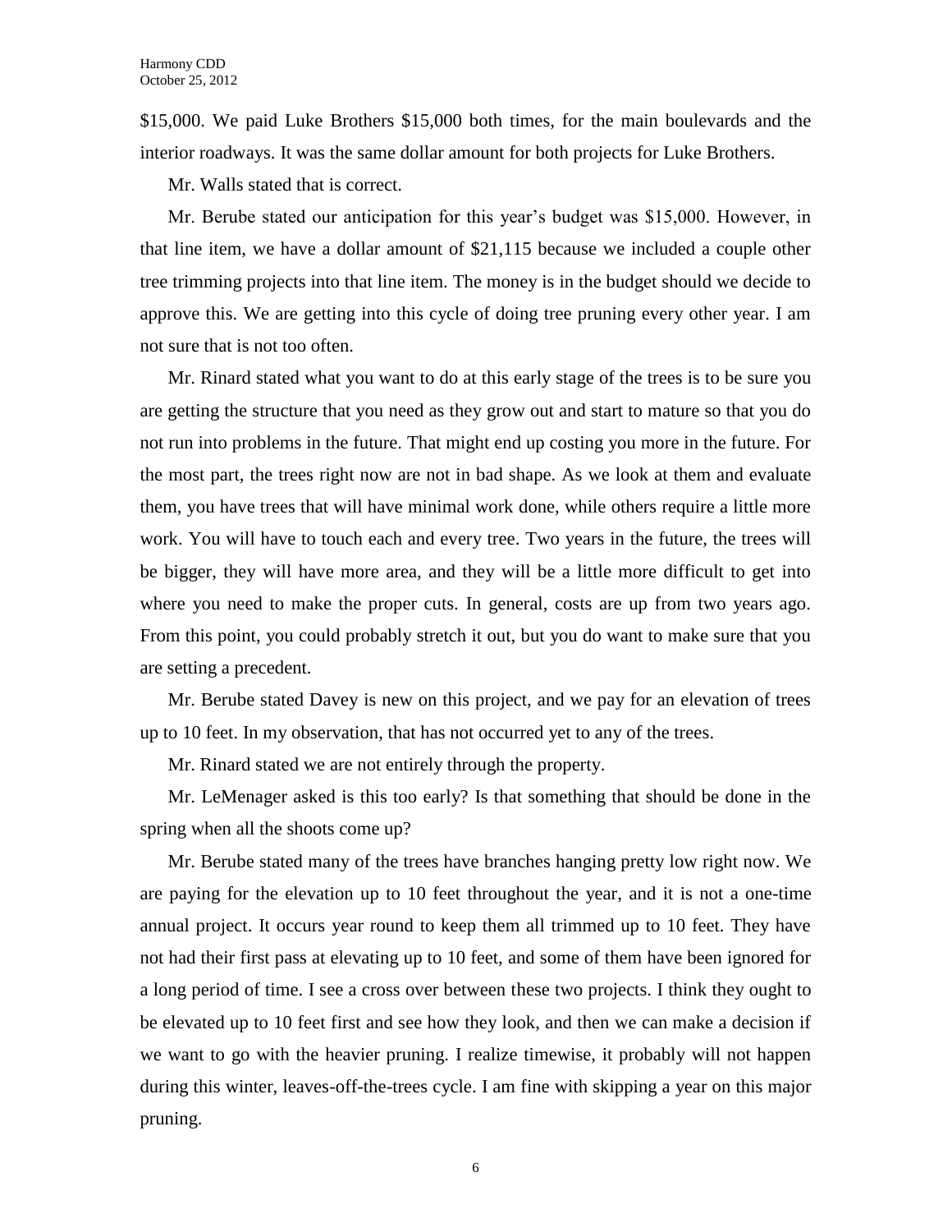$15,000. We paid Luke Brothers $15,000 both times, for the main boulevards and the interior roadways. It was the same dollar amount for both projects for Luke Brothers.

Mr. Walls stated that is correct.

Mr. Berube stated our anticipation for this year's budget was $15,000. However, in that line item, we have a dollar amount of $21,115 because we included a couple other tree trimming projects into that line item. The money is in the budget should we decide to approve this. We are getting into this cycle of doing tree pruning every other year. I am not sure that is not too often.

Mr. Rinard stated what you want to do at this early stage of the trees is to be sure you are getting the structure that you need as they grow out and start to mature so that you do not run into problems in the future. That might end up costing you more in the future. For the most part, the trees right now are not in bad shape. As we look at them and evaluate them, you have trees that will have minimal work done, while others require a little more work. You will have to touch each and every tree. Two years in the future, the trees will be bigger, they will have more area, and they will be a little more difficult to get into where you need to make the proper cuts. In general, costs are up from two years ago. From this point, you could probably stretch it out, but you do want to make sure that you are setting a precedent.

Mr. Berube stated Davey is new on this project, and we pay for an elevation of trees up to 10 feet. In my observation, that has not occurred yet to any of the trees.

Mr. Rinard stated we are not entirely through the property.

Mr. LeMenager asked is this too early? Is that something that should be done in the spring when all the shoots come up?

Mr. Berube stated many of the trees have branches hanging pretty low right now. We are paying for the elevation up to 10 feet throughout the year, and it is not a one-time annual project. It occurs year round to keep them all trimmed up to 10 feet. They have not had their first pass at elevating up to 10 feet, and some of them have been ignored for a long period of time. I see a cross over between these two projects. I think they ought to be elevated up to 10 feet first and see how they look, and then we can make a decision if we want to go with the heavier pruning. I realize timewise, it probably will not happen during this winter, leaves-off-the-trees cycle. I am fine with skipping a year on this major pruning.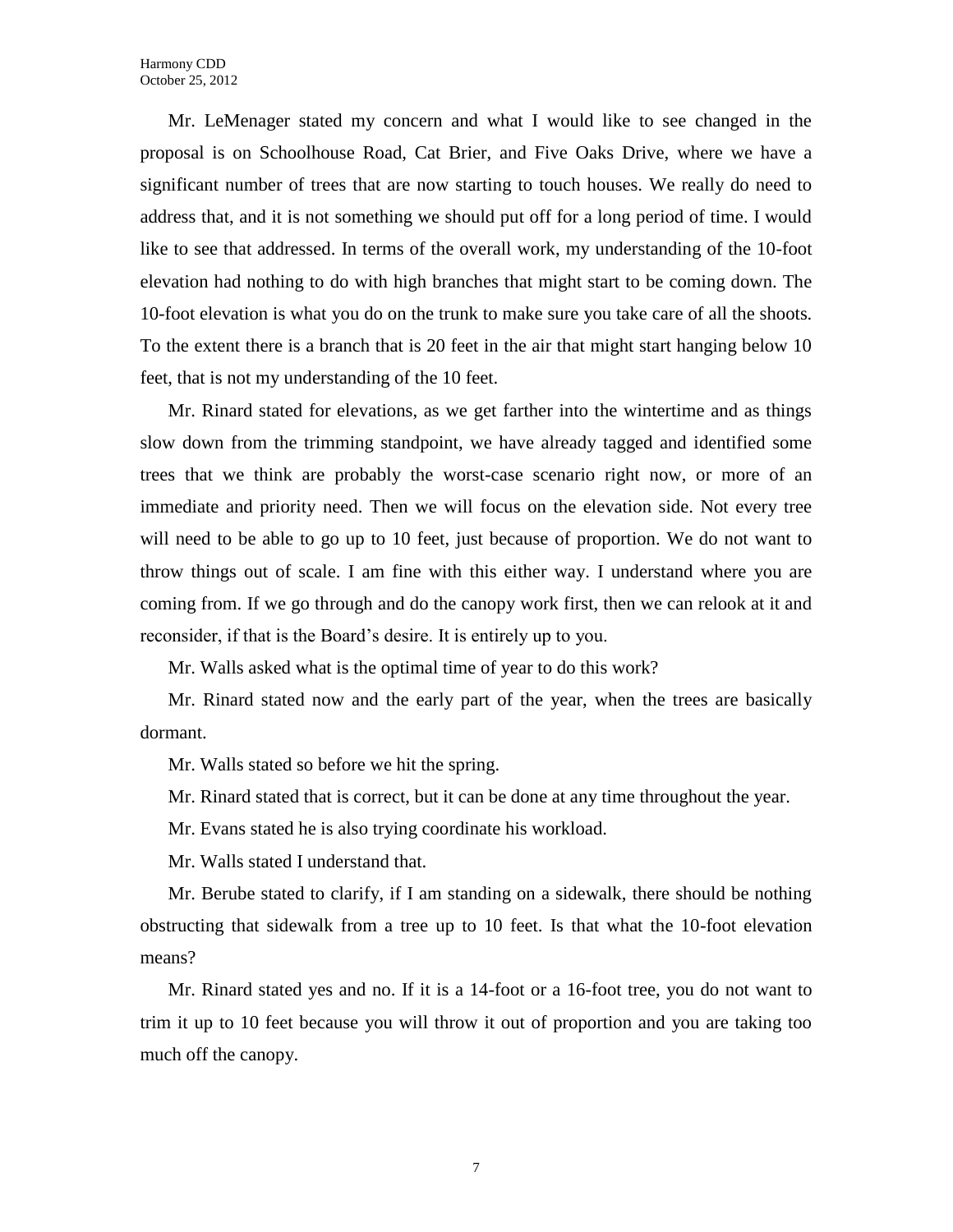Mr. LeMenager stated my concern and what I would like to see changed in the proposal is on Schoolhouse Road, Cat Brier, and Five Oaks Drive, where we have a significant number of trees that are now starting to touch houses. We really do need to address that, and it is not something we should put off for a long period of time. I would like to see that addressed. In terms of the overall work, my understanding of the 10-foot elevation had nothing to do with high branches that might start to be coming down. The 10-foot elevation is what you do on the trunk to make sure you take care of all the shoots. To the extent there is a branch that is 20 feet in the air that might start hanging below 10 feet, that is not my understanding of the 10 feet.

Mr. Rinard stated for elevations, as we get farther into the wintertime and as things slow down from the trimming standpoint, we have already tagged and identified some trees that we think are probably the worst-case scenario right now, or more of an immediate and priority need. Then we will focus on the elevation side. Not every tree will need to be able to go up to 10 feet, just because of proportion. We do not want to throw things out of scale. I am fine with this either way. I understand where you are coming from. If we go through and do the canopy work first, then we can relook at it and reconsider, if that is the Board's desire. It is entirely up to you.

Mr. Walls asked what is the optimal time of year to do this work?

Mr. Rinard stated now and the early part of the year, when the trees are basically dormant.

Mr. Walls stated so before we hit the spring.

Mr. Rinard stated that is correct, but it can be done at any time throughout the year.

Mr. Evans stated he is also trying coordinate his workload.

Mr. Walls stated I understand that.

Mr. Berube stated to clarify, if I am standing on a sidewalk, there should be nothing obstructing that sidewalk from a tree up to 10 feet. Is that what the 10-foot elevation means?

Mr. Rinard stated yes and no. If it is a 14-foot or a 16-foot tree, you do not want to trim it up to 10 feet because you will throw it out of proportion and you are taking too much off the canopy.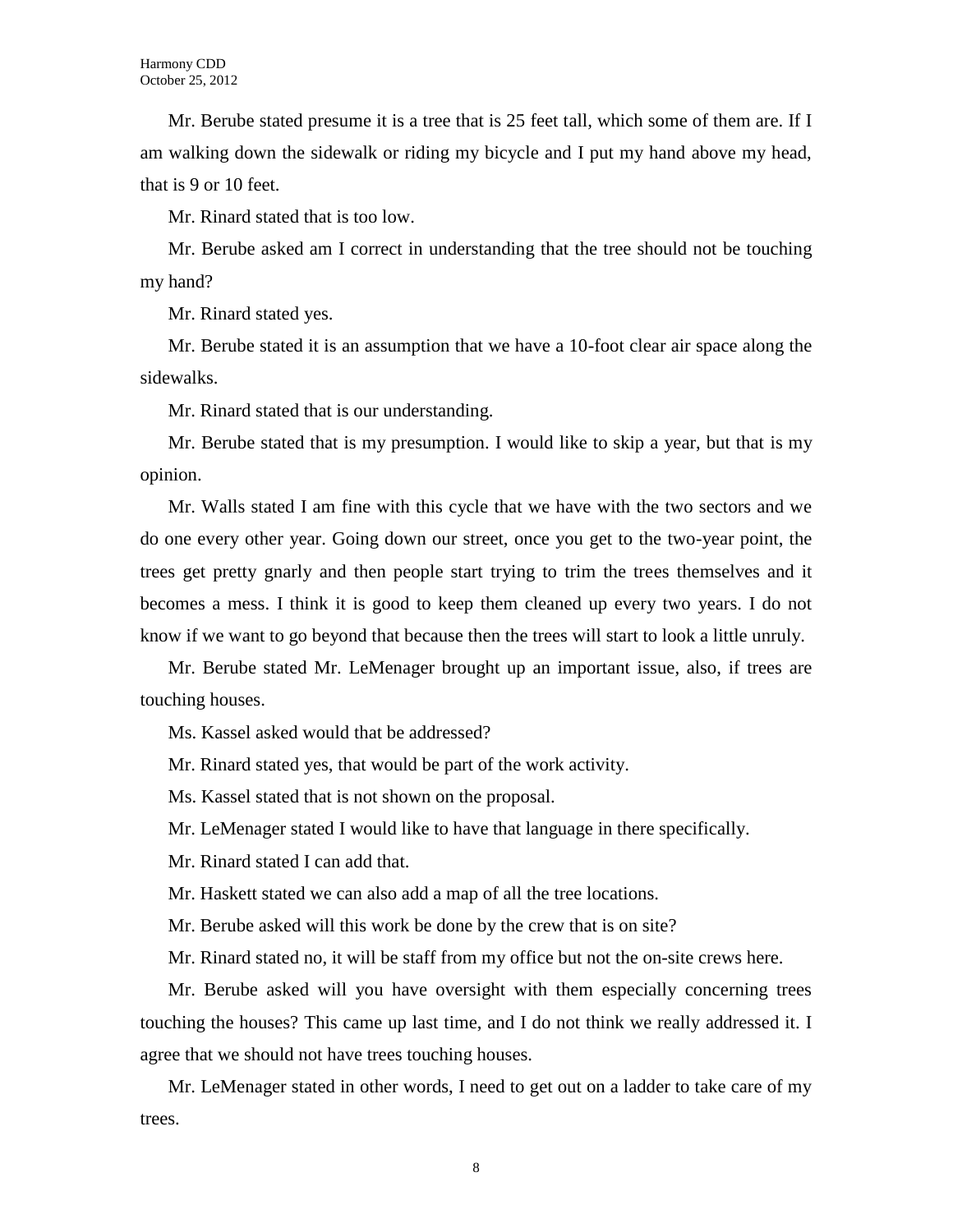Mr. Berube stated presume it is a tree that is 25 feet tall, which some of them are. If I am walking down the sidewalk or riding my bicycle and I put my hand above my head, that is 9 or 10 feet.

Mr. Rinard stated that is too low.

Mr. Berube asked am I correct in understanding that the tree should not be touching my hand?

Mr. Rinard stated yes.

Mr. Berube stated it is an assumption that we have a 10-foot clear air space along the sidewalks.

Mr. Rinard stated that is our understanding.

Mr. Berube stated that is my presumption. I would like to skip a year, but that is my opinion.

Mr. Walls stated I am fine with this cycle that we have with the two sectors and we do one every other year. Going down our street, once you get to the two-year point, the trees get pretty gnarly and then people start trying to trim the trees themselves and it becomes a mess. I think it is good to keep them cleaned up every two years. I do not know if we want to go beyond that because then the trees will start to look a little unruly.

Mr. Berube stated Mr. LeMenager brought up an important issue, also, if trees are touching houses.

Ms. Kassel asked would that be addressed?

Mr. Rinard stated yes, that would be part of the work activity.

Ms. Kassel stated that is not shown on the proposal.

Mr. LeMenager stated I would like to have that language in there specifically.

Mr. Rinard stated I can add that.

Mr. Haskett stated we can also add a map of all the tree locations.

Mr. Berube asked will this work be done by the crew that is on site?

Mr. Rinard stated no, it will be staff from my office but not the on-site crews here.

Mr. Berube asked will you have oversight with them especially concerning trees touching the houses? This came up last time, and I do not think we really addressed it. I agree that we should not have trees touching houses.

Mr. LeMenager stated in other words, I need to get out on a ladder to take care of my trees.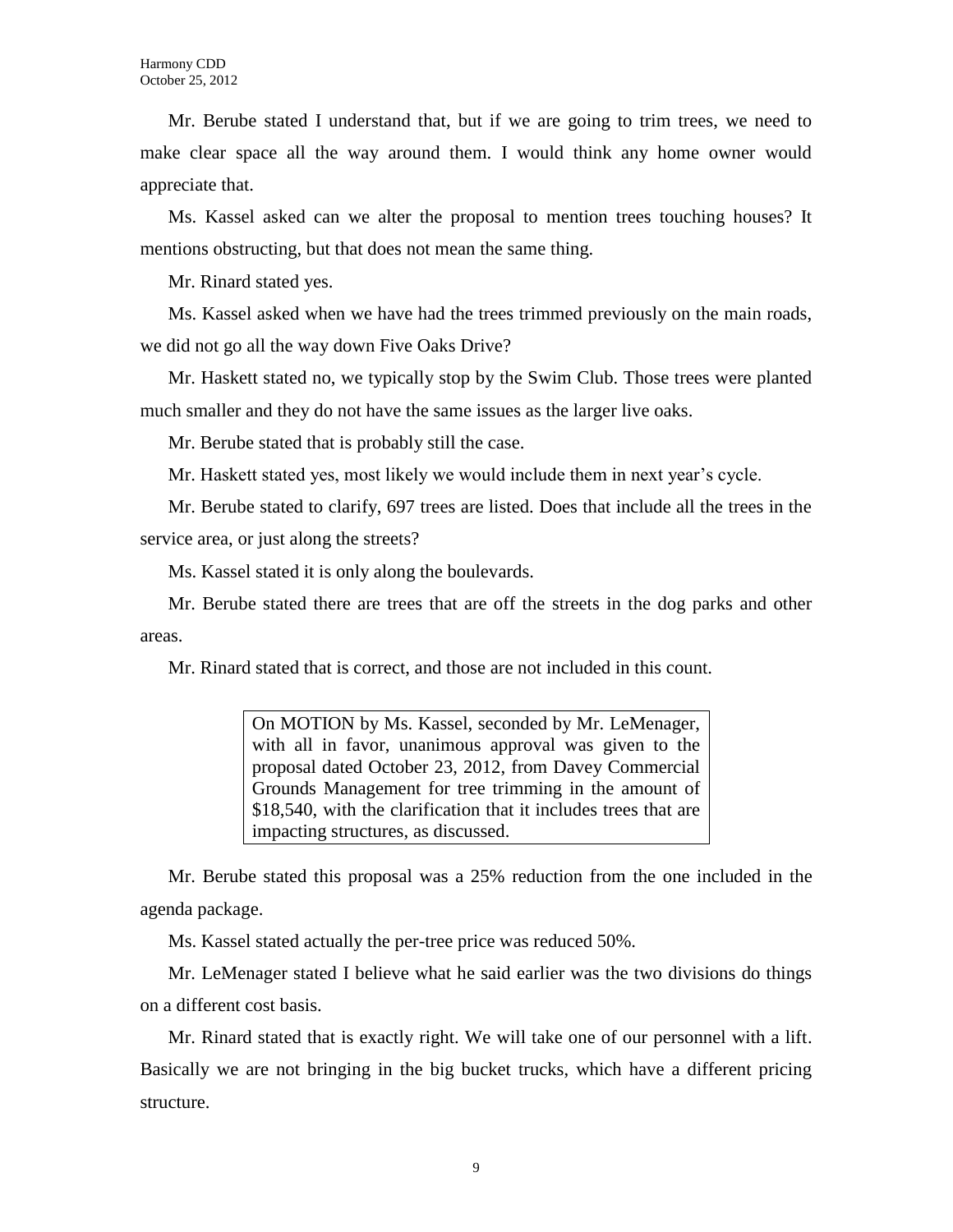Mr. Berube stated I understand that, but if we are going to trim trees, we need to make clear space all the way around them. I would think any home owner would appreciate that.

Ms. Kassel asked can we alter the proposal to mention trees touching houses? It mentions obstructing, but that does not mean the same thing.

Mr. Rinard stated yes.

Ms. Kassel asked when we have had the trees trimmed previously on the main roads, we did not go all the way down Five Oaks Drive?

Mr. Haskett stated no, we typically stop by the Swim Club. Those trees were planted much smaller and they do not have the same issues as the larger live oaks.

Mr. Berube stated that is probably still the case.

Mr. Haskett stated yes, most likely we would include them in next year's cycle.

Mr. Berube stated to clarify, 697 trees are listed. Does that include all the trees in the service area, or just along the streets?

Ms. Kassel stated it is only along the boulevards.

Mr. Berube stated there are trees that are off the streets in the dog parks and other areas.

Mr. Rinard stated that is correct, and those are not included in this count.

> On MOTION by Ms. Kassel, seconded by Mr. LeMenager, with all in favor, unanimous approval was given to the proposal dated October 23, 2012, from Davey Commercial Grounds Management for tree trimming in the amount of $18,540, with the clarification that it includes trees that are impacting structures, as discussed.

Mr. Berube stated this proposal was a 25% reduction from the one included in the agenda package.

Ms. Kassel stated actually the per-tree price was reduced 50%.

Mr. LeMenager stated I believe what he said earlier was the two divisions do things on a different cost basis.

Mr. Rinard stated that is exactly right. We will take one of our personnel with a lift. Basically we are not bringing in the big bucket trucks, which have a different pricing structure.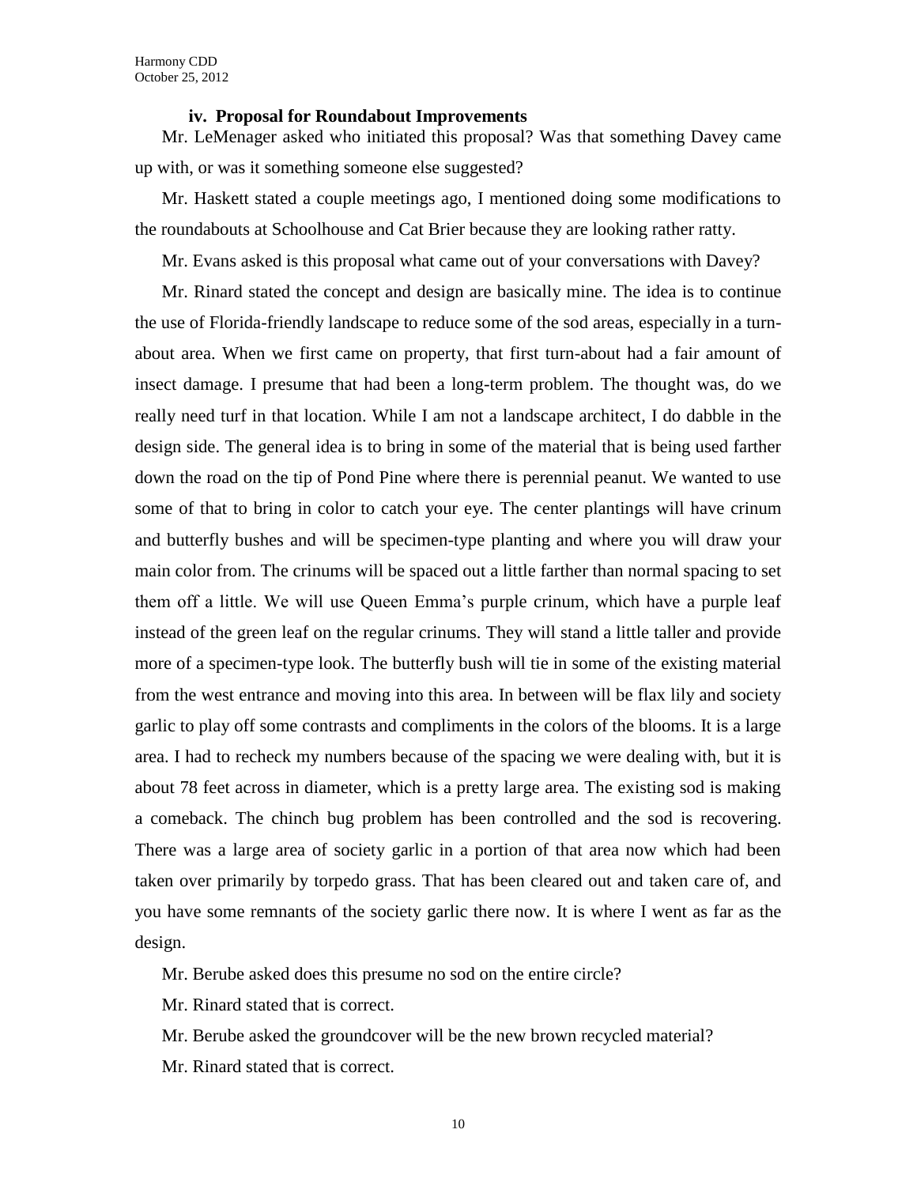**iv. Proposal for Roundabout Improvements**

Mr. LeMenager asked who initiated this proposal? Was that something Davey came up with, or was it something someone else suggested?

Mr. Haskett stated a couple meetings ago, I mentioned doing some modifications to the roundabouts at Schoolhouse and Cat Brier because they are looking rather ratty.

Mr. Evans asked is this proposal what came out of your conversations with Davey?

Mr. Rinard stated the concept and design are basically mine. The idea is to continue the use of Florida-friendly landscape to reduce some of the sod areas, especially in a turn-about area. When we first came on property, that first turn-about had a fair amount of insect damage. I presume that had been a long-term problem. The thought was, do we really need turf in that location. While I am not a landscape architect, I do dabble in the design side. The general idea is to bring in some of the material that is being used farther down the road on the tip of Pond Pine where there is perennial peanut. We wanted to use some of that to bring in color to catch your eye. The center plantings will have crinum and butterfly bushes and will be specimen-type planting and where you will draw your main color from. The crinums will be spaced out a little farther than normal spacing to set them off a little. We will use Queen Emma's purple crinum, which have a purple leaf instead of the green leaf on the regular crinums. They will stand a little taller and provide more of a specimen-type look. The butterfly bush will tie in some of the existing material from the west entrance and moving into this area. In between will be flax lily and society garlic to play off some contrasts and compliments in the colors of the blooms. It is a large area. I had to recheck my numbers because of the spacing we were dealing with, but it is about 78 feet across in diameter, which is a pretty large area. The existing sod is making a comeback. The chinch bug problem has been controlled and the sod is recovering. There was a large area of society garlic in a portion of that area now which had been taken over primarily by torpedo grass. That has been cleared out and taken care of, and you have some remnants of the society garlic there now. It is where I went as far as the design.

Mr. Berube asked does this presume no sod on the entire circle?

Mr. Rinard stated that is correct.

Mr. Berube asked the groundcover will be the new brown recycled material?

Mr. Rinard stated that is correct.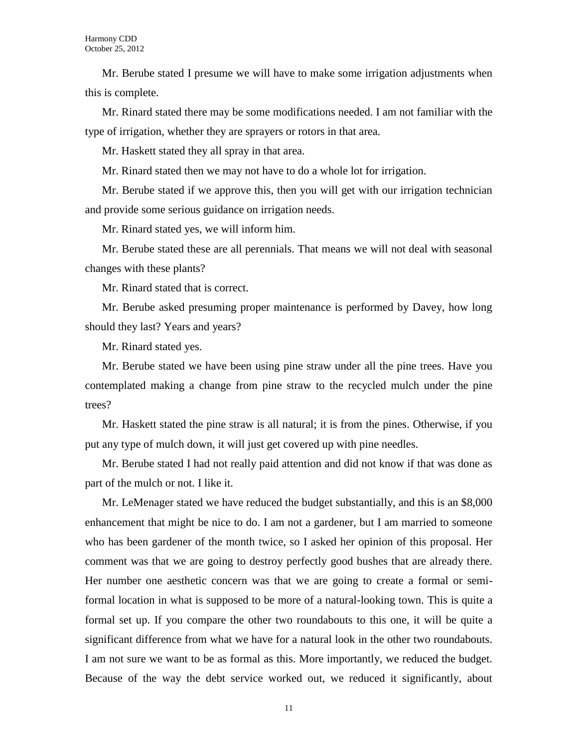Mr. Berube stated I presume we will have to make some irrigation adjustments when this is complete.

Mr. Rinard stated there may be some modifications needed. I am not familiar with the type of irrigation, whether they are sprayers or rotors in that area.

Mr. Haskett stated they all spray in that area.

Mr. Rinard stated then we may not have to do a whole lot for irrigation.

Mr. Berube stated if we approve this, then you will get with our irrigation technician and provide some serious guidance on irrigation needs.

Mr. Rinard stated yes, we will inform him.

Mr. Berube stated these are all perennials. That means we will not deal with seasonal changes with these plants?

Mr. Rinard stated that is correct.

Mr. Berube asked presuming proper maintenance is performed by Davey, how long should they last? Years and years?

Mr. Rinard stated yes.

Mr. Berube stated we have been using pine straw under all the pine trees. Have you contemplated making a change from pine straw to the recycled mulch under the pine trees?

Mr. Haskett stated the pine straw is all natural; it is from the pines. Otherwise, if you put any type of mulch down, it will just get covered up with pine needles.

Mr. Berube stated I had not really paid attention and did not know if that was done as part of the mulch or not. I like it.

Mr. LeMenager stated we have reduced the budget substantially, and this is an $8,000 enhancement that might be nice to do. I am not a gardener, but I am married to someone who has been gardener of the month twice, so I asked her opinion of this proposal. Her comment was that we are going to destroy perfectly good bushes that are already there. Her number one aesthetic concern was that we are going to create a formal or semi-formal location in what is supposed to be more of a natural-looking town. This is quite a formal set up. If you compare the other two roundabouts to this one, it will be quite a significant difference from what we have for a natural look in the other two roundabouts. I am not sure we want to be as formal as this. More importantly, we reduced the budget. Because of the way the debt service worked out, we reduced it significantly, about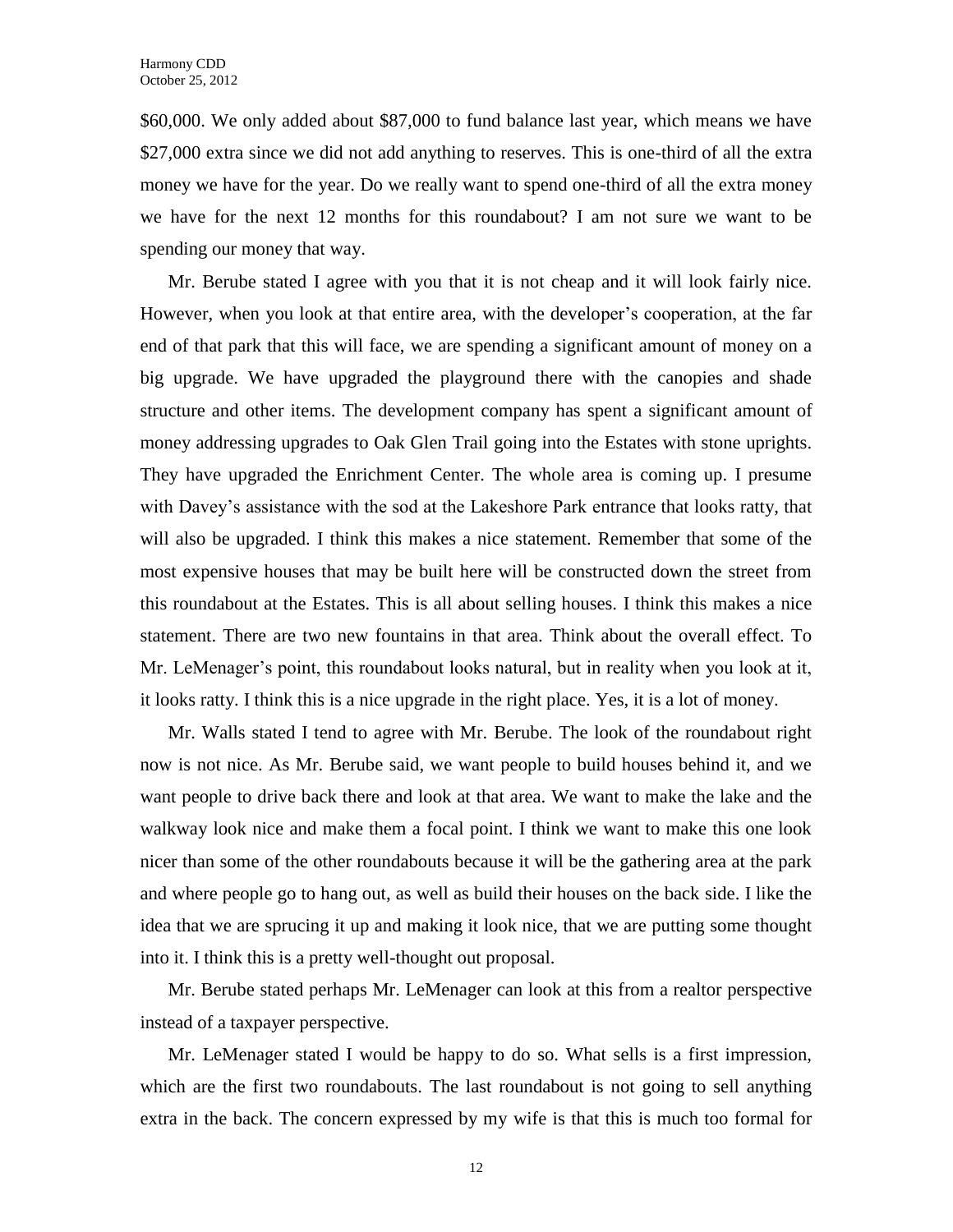$60,000. We only added about $87,000 to fund balance last year, which means we have $27,000 extra since we did not add anything to reserves. This is one-third of all the extra money we have for the year. Do we really want to spend one-third of all the extra money we have for the next 12 months for this roundabout? I am not sure we want to be spending our money that way.

Mr. Berube stated I agree with you that it is not cheap and it will look fairly nice. However, when you look at that entire area, with the developer's cooperation, at the far end of that park that this will face, we are spending a significant amount of money on a big upgrade. We have upgraded the playground there with the canopies and shade structure and other items. The development company has spent a significant amount of money addressing upgrades to Oak Glen Trail going into the Estates with stone uprights. They have upgraded the Enrichment Center. The whole area is coming up. I presume with Davey's assistance with the sod at the Lakeshore Park entrance that looks ratty, that will also be upgraded. I think this makes a nice statement. Remember that some of the most expensive houses that may be built here will be constructed down the street from this roundabout at the Estates. This is all about selling houses. I think this makes a nice statement. There are two new fountains in that area. Think about the overall effect. To Mr. LeMenager's point, this roundabout looks natural, but in reality when you look at it, it looks ratty. I think this is a nice upgrade in the right place. Yes, it is a lot of money.

Mr. Walls stated I tend to agree with Mr. Berube. The look of the roundabout right now is not nice. As Mr. Berube said, we want people to build houses behind it, and we want people to drive back there and look at that area. We want to make the lake and the walkway look nice and make them a focal point. I think we want to make this one look nicer than some of the other roundabouts because it will be the gathering area at the park and where people go to hang out, as well as build their houses on the back side. I like the idea that we are sprucing it up and making it look nice, that we are putting some thought into it. I think this is a pretty well-thought out proposal.

Mr. Berube stated perhaps Mr. LeMenager can look at this from a realtor perspective instead of a taxpayer perspective.

Mr. LeMenager stated I would be happy to do so. What sells is a first impression, which are the first two roundabouts. The last roundabout is not going to sell anything extra in the back. The concern expressed by my wife is that this is much too formal for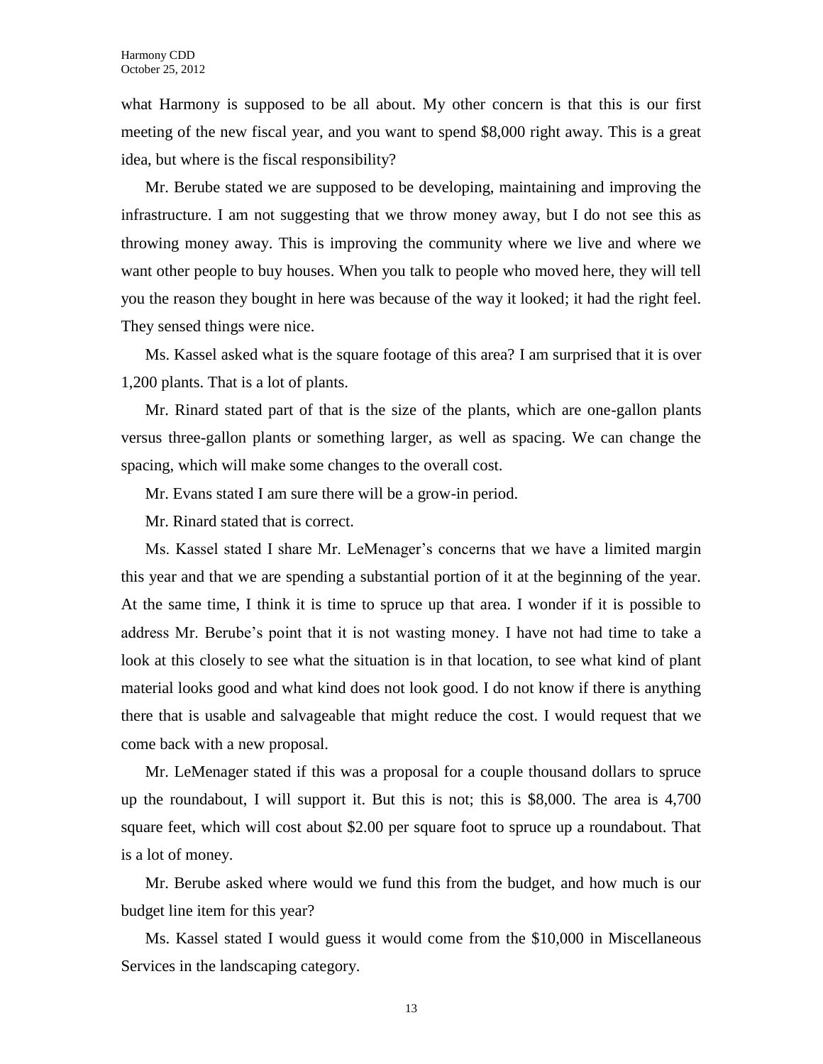what Harmony is supposed to be all about. My other concern is that this is our first meeting of the new fiscal year, and you want to spend $8,000 right away. This is a great idea, but where is the fiscal responsibility?

Mr. Berube stated we are supposed to be developing, maintaining and improving the infrastructure. I am not suggesting that we throw money away, but I do not see this as throwing money away. This is improving the community where we live and where we want other people to buy houses. When you talk to people who moved here, they will tell you the reason they bought in here was because of the way it looked; it had the right feel. They sensed things were nice.

Ms. Kassel asked what is the square footage of this area? I am surprised that it is over 1,200 plants. That is a lot of plants.

Mr. Rinard stated part of that is the size of the plants, which are one-gallon plants versus three-gallon plants or something larger, as well as spacing. We can change the spacing, which will make some changes to the overall cost.

Mr. Evans stated I am sure there will be a grow-in period.

Mr. Rinard stated that is correct.

Ms. Kassel stated I share Mr. LeMenager's concerns that we have a limited margin this year and that we are spending a substantial portion of it at the beginning of the year. At the same time, I think it is time to spruce up that area. I wonder if it is possible to address Mr. Berube's point that it is not wasting money. I have not had time to take a look at this closely to see what the situation is in that location, to see what kind of plant material looks good and what kind does not look good. I do not know if there is anything there that is usable and salvageable that might reduce the cost. I would request that we come back with a new proposal.

Mr. LeMenager stated if this was a proposal for a couple thousand dollars to spruce up the roundabout, I will support it. But this is not; this is $8,000. The area is 4,700 square feet, which will cost about $2.00 per square foot to spruce up a roundabout. That is a lot of money.

Mr. Berube asked where would we fund this from the budget, and how much is our budget line item for this year?

Ms. Kassel stated I would guess it would come from the $10,000 in Miscellaneous Services in the landscaping category.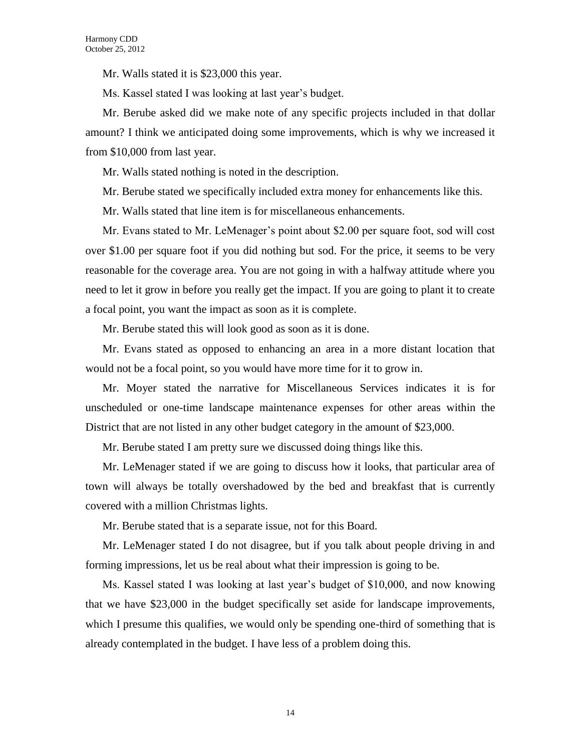Mr. Walls stated it is $23,000 this year.

Ms. Kassel stated I was looking at last year's budget.

Mr. Berube asked did we make note of any specific projects included in that dollar amount? I think we anticipated doing some improvements, which is why we increased it from $10,000 from last year.

Mr. Walls stated nothing is noted in the description.

Mr. Berube stated we specifically included extra money for enhancements like this.

Mr. Walls stated that line item is for miscellaneous enhancements.

Mr. Evans stated to Mr. LeMenager's point about $2.00 per square foot, sod will cost over $1.00 per square foot if you did nothing but sod. For the price, it seems to be very reasonable for the coverage area. You are not going in with a halfway attitude where you need to let it grow in before you really get the impact. If you are going to plant it to create a focal point, you want the impact as soon as it is complete.

Mr. Berube stated this will look good as soon as it is done.

Mr. Evans stated as opposed to enhancing an area in a more distant location that would not be a focal point, so you would have more time for it to grow in.

Mr. Moyer stated the narrative for Miscellaneous Services indicates it is for unscheduled or one-time landscape maintenance expenses for other areas within the District that are not listed in any other budget category in the amount of $23,000.

Mr. Berube stated I am pretty sure we discussed doing things like this.

Mr. LeMenager stated if we are going to discuss how it looks, that particular area of town will always be totally overshadowed by the bed and breakfast that is currently covered with a million Christmas lights.

Mr. Berube stated that is a separate issue, not for this Board.

Mr. LeMenager stated I do not disagree, but if you talk about people driving in and forming impressions, let us be real about what their impression is going to be.

Ms. Kassel stated I was looking at last year's budget of $10,000, and now knowing that we have $23,000 in the budget specifically set aside for landscape improvements, which I presume this qualifies, we would only be spending one-third of something that is already contemplated in the budget. I have less of a problem doing this.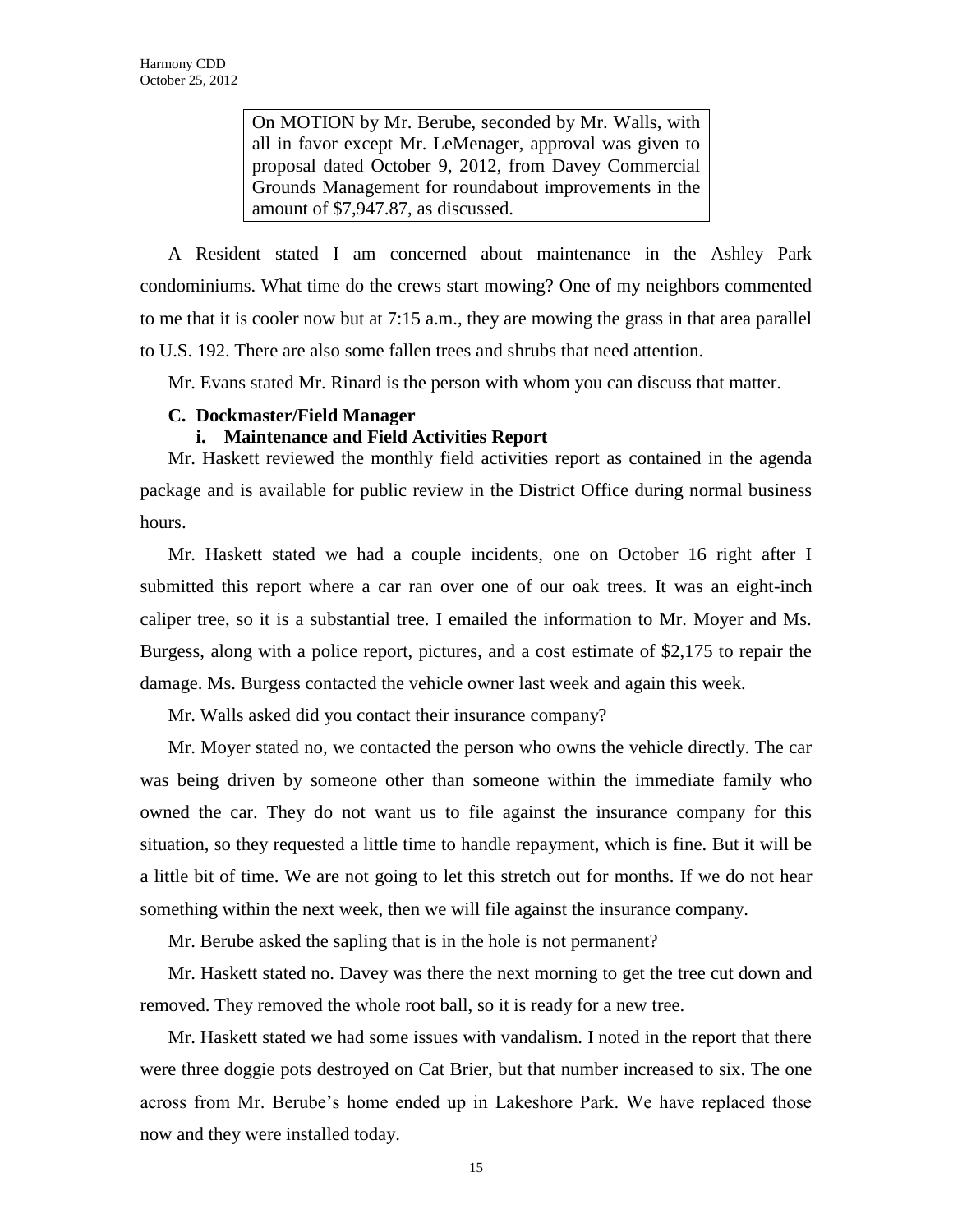> On MOTION by Mr. Berube, seconded by Mr. Walls, with all in favor except Mr. LeMenager, approval was given to proposal dated October 9, 2012, from Davey Commercial Grounds Management for roundabout improvements in the amount of $7,947.87, as discussed.

A Resident stated I am concerned about maintenance in the Ashley Park condominiums. What time do the crews start mowing? One of my neighbors commented to me that it is cooler now but at 7:15 a.m., they are mowing the grass in that area parallel to U.S. 192. There are also some fallen trees and shrubs that need attention.

Mr. Evans stated Mr. Rinard is the person with whom you can discuss that matter.

**C. Dockmaster/Field Manager**

**i. Maintenance and Field Activities Report**

Mr. Haskett reviewed the monthly field activities report as contained in the agenda package and is available for public review in the District Office during normal business hours.

Mr. Haskett stated we had a couple incidents, one on October 16 right after I submitted this report where a car ran over one of our oak trees. It was an eight-inch caliper tree, so it is a substantial tree. I emailed the information to Mr. Moyer and Ms. Burgess, along with a police report, pictures, and a cost estimate of $2,175 to repair the damage. Ms. Burgess contacted the vehicle owner last week and again this week.

Mr. Walls asked did you contact their insurance company?

Mr. Moyer stated no, we contacted the person who owns the vehicle directly. The car was being driven by someone other than someone within the immediate family who owned the car. They do not want us to file against the insurance company for this situation, so they requested a little time to handle repayment, which is fine. But it will be a little bit of time. We are not going to let this stretch out for months. If we do not hear something within the next week, then we will file against the insurance company.

Mr. Berube asked the sapling that is in the hole is not permanent?

Mr. Haskett stated no. Davey was there the next morning to get the tree cut down and removed. They removed the whole root ball, so it is ready for a new tree.

Mr. Haskett stated we had some issues with vandalism. I noted in the report that there were three doggie pots destroyed on Cat Brier, but that number increased to six. The one across from Mr. Berube's home ended up in Lakeshore Park. We have replaced those now and they were installed today.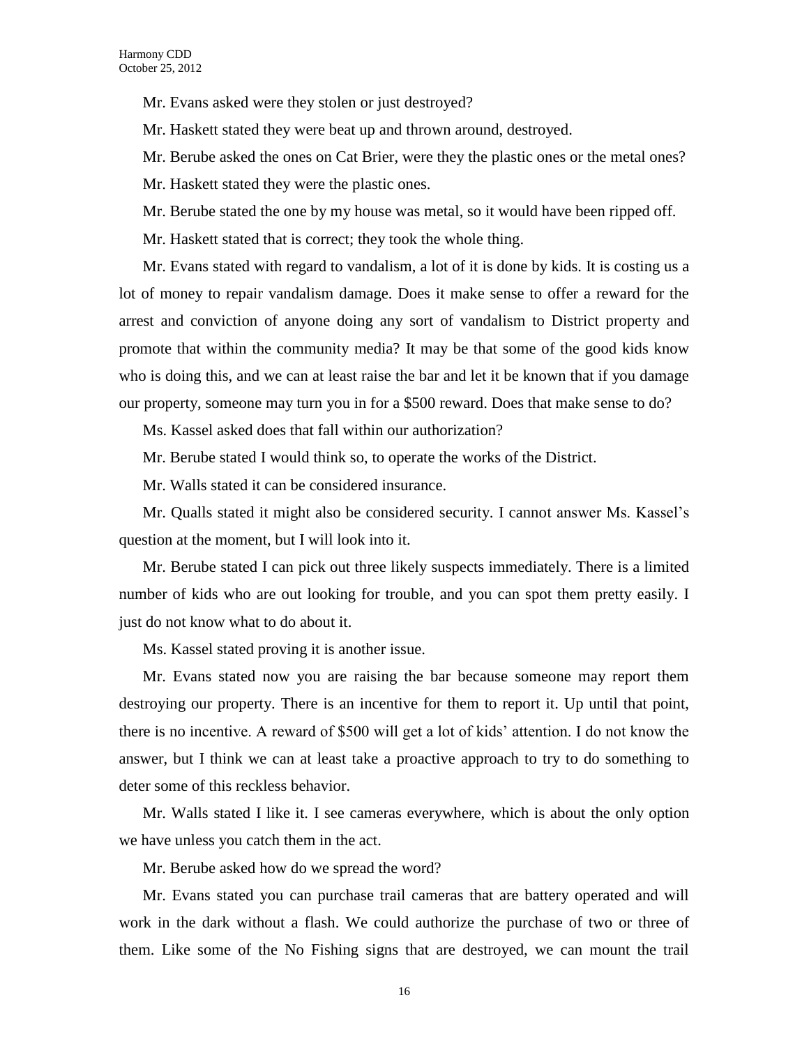Mr. Evans asked were they stolen or just destroyed?

Mr. Haskett stated they were beat up and thrown around, destroyed.

Mr. Berube asked the ones on Cat Brier, were they the plastic ones or the metal ones?

Mr. Haskett stated they were the plastic ones.

Mr. Berube stated the one by my house was metal, so it would have been ripped off.

Mr. Haskett stated that is correct; they took the whole thing.

Mr. Evans stated with regard to vandalism, a lot of it is done by kids. It is costing us a lot of money to repair vandalism damage. Does it make sense to offer a reward for the arrest and conviction of anyone doing any sort of vandalism to District property and promote that within the community media? It may be that some of the good kids know who is doing this, and we can at least raise the bar and let it be known that if you damage our property, someone may turn you in for a $500 reward. Does that make sense to do?

Ms. Kassel asked does that fall within our authorization?

Mr. Berube stated I would think so, to operate the works of the District.

Mr. Walls stated it can be considered insurance.

Mr. Qualls stated it might also be considered security. I cannot answer Ms. Kassel's question at the moment, but I will look into it.

Mr. Berube stated I can pick out three likely suspects immediately. There is a limited number of kids who are out looking for trouble, and you can spot them pretty easily. I just do not know what to do about it.

Ms. Kassel stated proving it is another issue.

Mr. Evans stated now you are raising the bar because someone may report them destroying our property. There is an incentive for them to report it. Up until that point, there is no incentive. A reward of $500 will get a lot of kids' attention. I do not know the answer, but I think we can at least take a proactive approach to try to do something to deter some of this reckless behavior.

Mr. Walls stated I like it. I see cameras everywhere, which is about the only option we have unless you catch them in the act.

Mr. Berube asked how do we spread the word?

Mr. Evans stated you can purchase trail cameras that are battery operated and will work in the dark without a flash. We could authorize the purchase of two or three of them. Like some of the No Fishing signs that are destroyed, we can mount the trail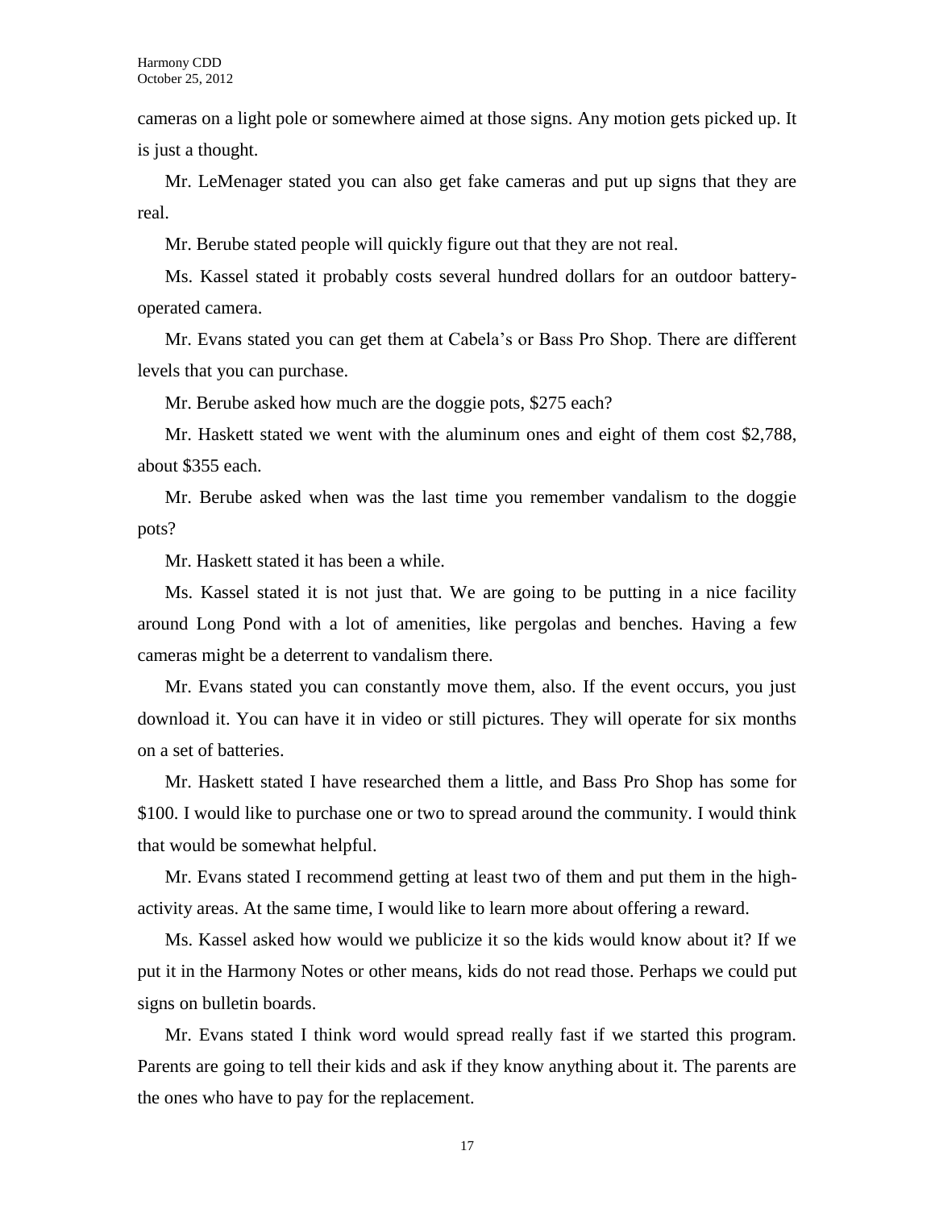cameras on a light pole or somewhere aimed at those signs. Any motion gets picked up. It is just a thought.

Mr. LeMenager stated you can also get fake cameras and put up signs that they are real.

Mr. Berube stated people will quickly figure out that they are not real.

Ms. Kassel stated it probably costs several hundred dollars for an outdoor battery-operated camera.

Mr. Evans stated you can get them at Cabela's or Bass Pro Shop. There are different levels that you can purchase.

Mr. Berube asked how much are the doggie pots, $275 each?

Mr. Haskett stated we went with the aluminum ones and eight of them cost $2,788, about $355 each.

Mr. Berube asked when was the last time you remember vandalism to the doggie pots?

Mr. Haskett stated it has been a while.

Ms. Kassel stated it is not just that. We are going to be putting in a nice facility around Long Pond with a lot of amenities, like pergolas and benches. Having a few cameras might be a deterrent to vandalism there.

Mr. Evans stated you can constantly move them, also. If the event occurs, you just download it. You can have it in video or still pictures. They will operate for six months on a set of batteries.

Mr. Haskett stated I have researched them a little, and Bass Pro Shop has some for $100. I would like to purchase one or two to spread around the community. I would think that would be somewhat helpful.

Mr. Evans stated I recommend getting at least two of them and put them in the high-activity areas. At the same time, I would like to learn more about offering a reward.

Ms. Kassel asked how would we publicize it so the kids would know about it? If we put it in the Harmony Notes or other means, kids do not read those. Perhaps we could put signs on bulletin boards.

Mr. Evans stated I think word would spread really fast if we started this program. Parents are going to tell their kids and ask if they know anything about it. The parents are the ones who have to pay for the replacement.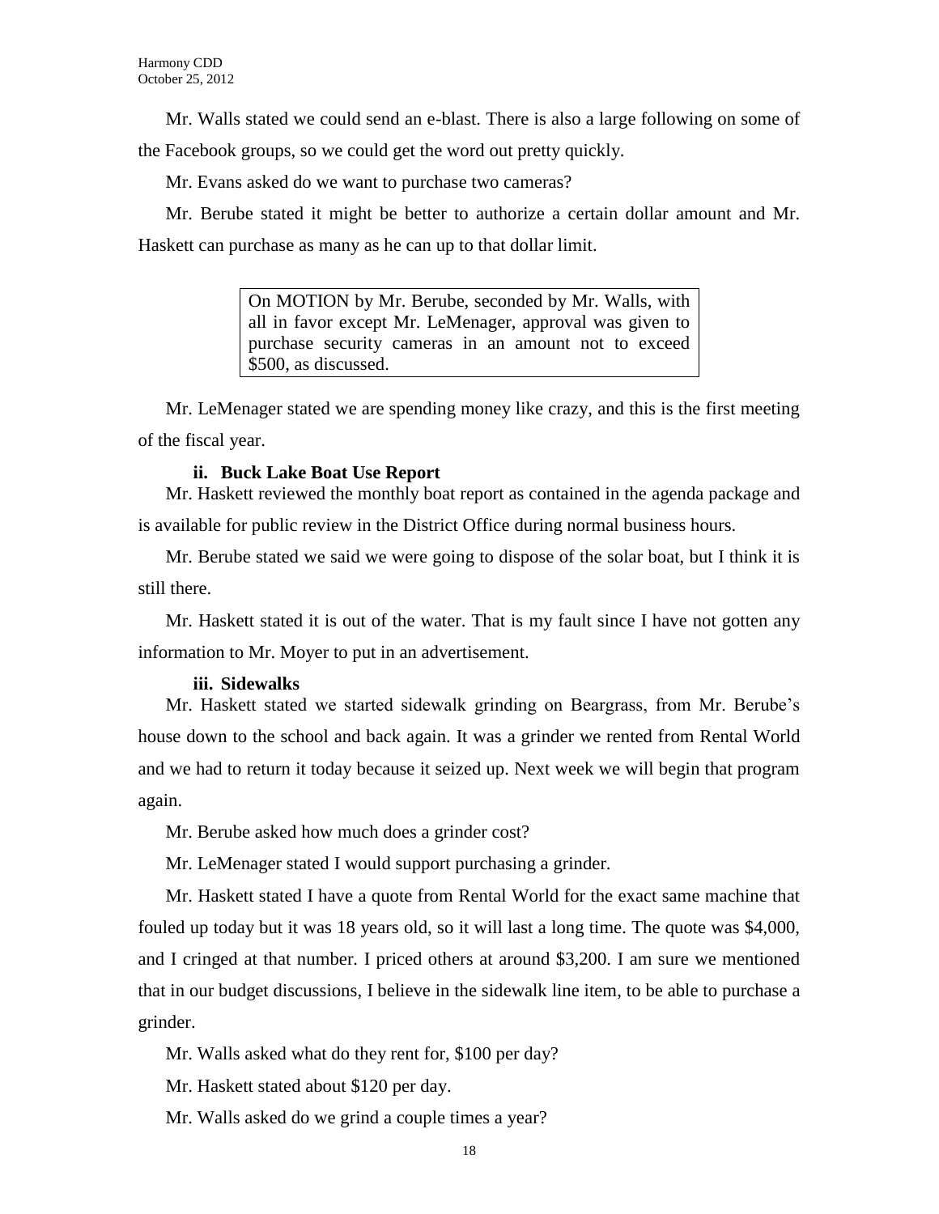Mr. Walls stated we could send an e-blast. There is also a large following on some of the Facebook groups, so we could get the word out pretty quickly.

Mr. Evans asked do we want to purchase two cameras?

Mr. Berube stated it might be better to authorize a certain dollar amount and Mr. Haskett can purchase as many as he can up to that dollar limit.

> On MOTION by Mr. Berube, seconded by Mr. Walls, with all in favor except Mr. LeMenager, approval was given to purchase security cameras in an amount not to exceed $500, as discussed.

Mr. LeMenager stated we are spending money like crazy, and this is the first meeting of the fiscal year.

**ii. Buck Lake Boat Use Report**

Mr. Haskett reviewed the monthly boat report as contained in the agenda package and is available for public review in the District Office during normal business hours.

Mr. Berube stated we said we were going to dispose of the solar boat, but I think it is still there.

Mr. Haskett stated it is out of the water. That is my fault since I have not gotten any information to Mr. Moyer to put in an advertisement.

**iii. Sidewalks**

Mr. Haskett stated we started sidewalk grinding on Beargrass, from Mr. Berube's house down to the school and back again. It was a grinder we rented from Rental World and we had to return it today because it seized up. Next week we will begin that program again.

Mr. Berube asked how much does a grinder cost?

Mr. LeMenager stated I would support purchasing a grinder.

Mr. Haskett stated I have a quote from Rental World for the exact same machine that fouled up today but it was 18 years old, so it will last a long time. The quote was $4,000, and I cringed at that number. I priced others at around $3,200. I am sure we mentioned that in our budget discussions, I believe in the sidewalk line item, to be able to purchase a grinder.

Mr. Walls asked what do they rent for, $100 per day?

Mr. Haskett stated about $120 per day.

Mr. Walls asked do we grind a couple times a year?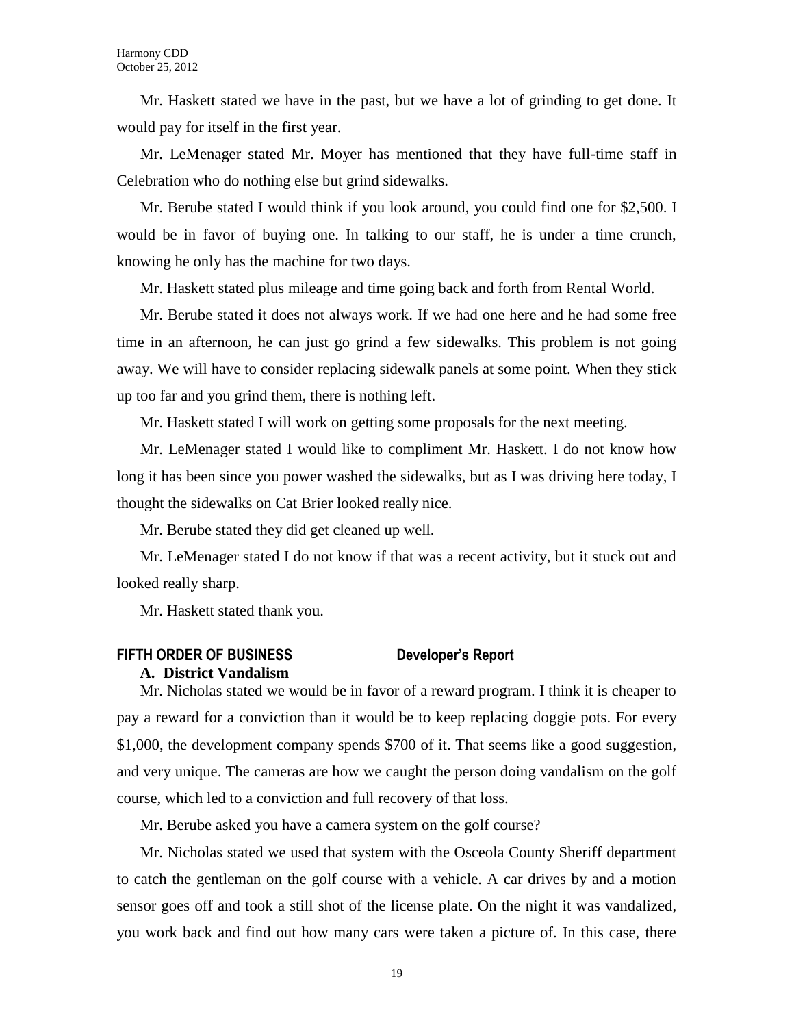Mr. Haskett stated we have in the past, but we have a lot of grinding to get done. It would pay for itself in the first year.

Mr. LeMenager stated Mr. Moyer has mentioned that they have full-time staff in Celebration who do nothing else but grind sidewalks.

Mr. Berube stated I would think if you look around, you could find one for $2,500. I would be in favor of buying one. In talking to our staff, he is under a time crunch, knowing he only has the machine for two days.

Mr. Haskett stated plus mileage and time going back and forth from Rental World.

Mr. Berube stated it does not always work. If we had one here and he had some free time in an afternoon, he can just go grind a few sidewalks. This problem is not going away. We will have to consider replacing sidewalk panels at some point. When they stick up too far and you grind them, there is nothing left.

Mr. Haskett stated I will work on getting some proposals for the next meeting.

Mr. LeMenager stated I would like to compliment Mr. Haskett. I do not know how long it has been since you power washed the sidewalks, but as I was driving here today, I thought the sidewalks on Cat Brier looked really nice.

Mr. Berube stated they did get cleaned up well.

Mr. LeMenager stated I do not know if that was a recent activity, but it stuck out and looked really sharp.

Mr. Haskett stated thank you.

## FIFTH ORDER OF BUSINESS Developer's Report

### A. District Vandalism

Mr. Nicholas stated we would be in favor of a reward program. I think it is cheaper to pay a reward for a conviction than it would be to keep replacing doggie pots. For every $1,000, the development company spends $700 of it. That seems like a good suggestion, and very unique. The cameras are how we caught the person doing vandalism on the golf course, which led to a conviction and full recovery of that loss.

Mr. Berube asked you have a camera system on the golf course?

Mr. Nicholas stated we used that system with the Osceola County Sheriff department to catch the gentleman on the golf course with a vehicle. A car drives by and a motion sensor goes off and took a still shot of the license plate. On the night it was vandalized, you work back and find out how many cars were taken a picture of. In this case, there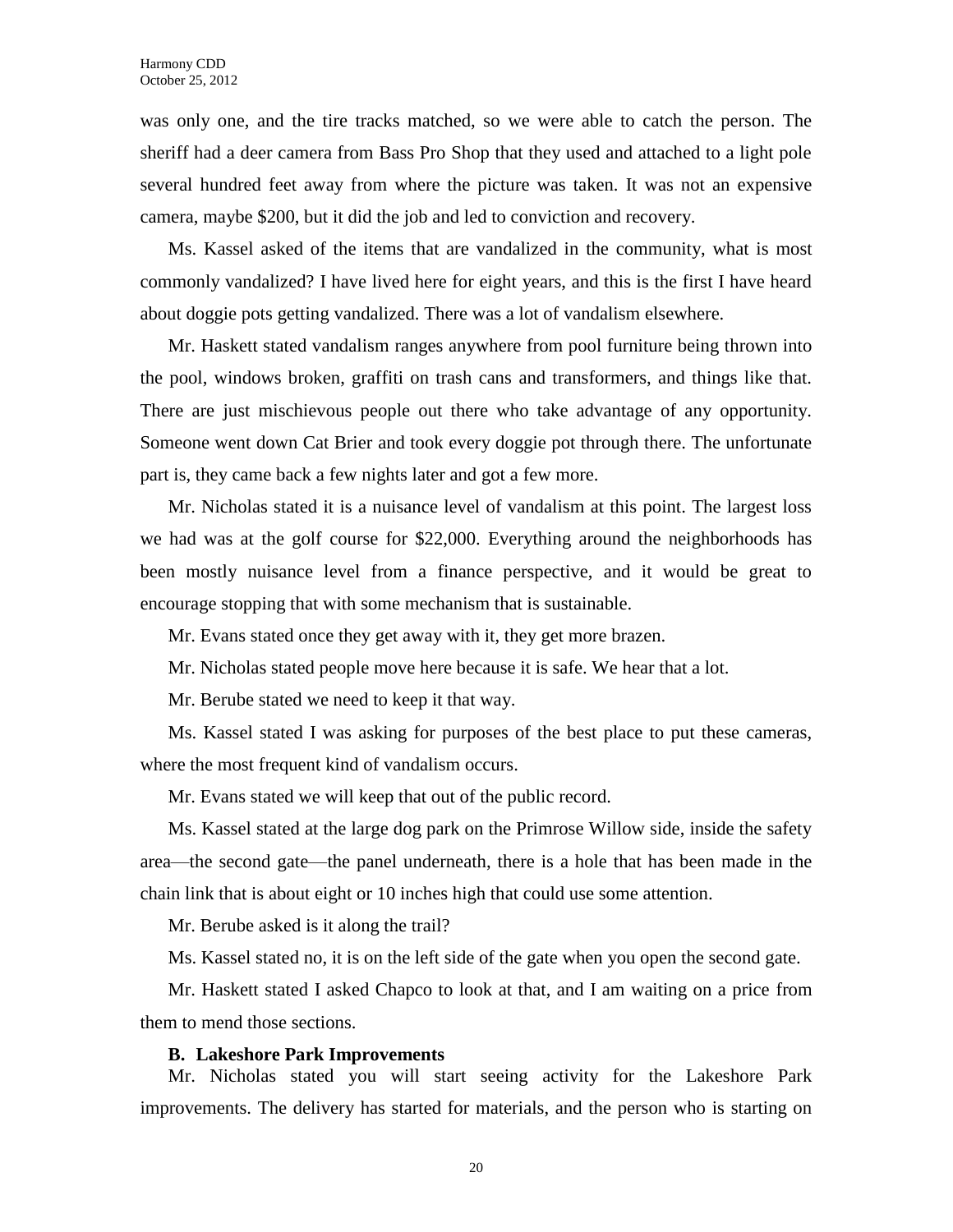was only one, and the tire tracks matched, so we were able to catch the person. The sheriff had a deer camera from Bass Pro Shop that they used and attached to a light pole several hundred feet away from where the picture was taken. It was not an expensive camera, maybe $200, but it did the job and led to conviction and recovery.

Ms. Kassel asked of the items that are vandalized in the community, what is most commonly vandalized? I have lived here for eight years, and this is the first I have heard about doggie pots getting vandalized. There was a lot of vandalism elsewhere.

Mr. Haskett stated vandalism ranges anywhere from pool furniture being thrown into the pool, windows broken, graffiti on trash cans and transformers, and things like that. There are just mischievous people out there who take advantage of any opportunity. Someone went down Cat Brier and took every doggie pot through there. The unfortunate part is, they came back a few nights later and got a few more.

Mr. Nicholas stated it is a nuisance level of vandalism at this point. The largest loss we had was at the golf course for $22,000. Everything around the neighborhoods has been mostly nuisance level from a finance perspective, and it would be great to encourage stopping that with some mechanism that is sustainable.

Mr. Evans stated once they get away with it, they get more brazen.

Mr. Nicholas stated people move here because it is safe. We hear that a lot.

Mr. Berube stated we need to keep it that way.

Ms. Kassel stated I was asking for purposes of the best place to put these cameras, where the most frequent kind of vandalism occurs.

Mr. Evans stated we will keep that out of the public record.

Ms. Kassel stated at the large dog park on the Primrose Willow side, inside the safety area—the second gate—the panel underneath, there is a hole that has been made in the chain link that is about eight or 10 inches high that could use some attention.

Mr. Berube asked is it along the trail?

Ms. Kassel stated no, it is on the left side of the gate when you open the second gate.

Mr. Haskett stated I asked Chapco to look at that, and I am waiting on a price from them to mend those sections.

**B. Lakeshore Park Improvements**

Mr. Nicholas stated you will start seeing activity for the Lakeshore Park improvements. The delivery has started for materials, and the person who is starting on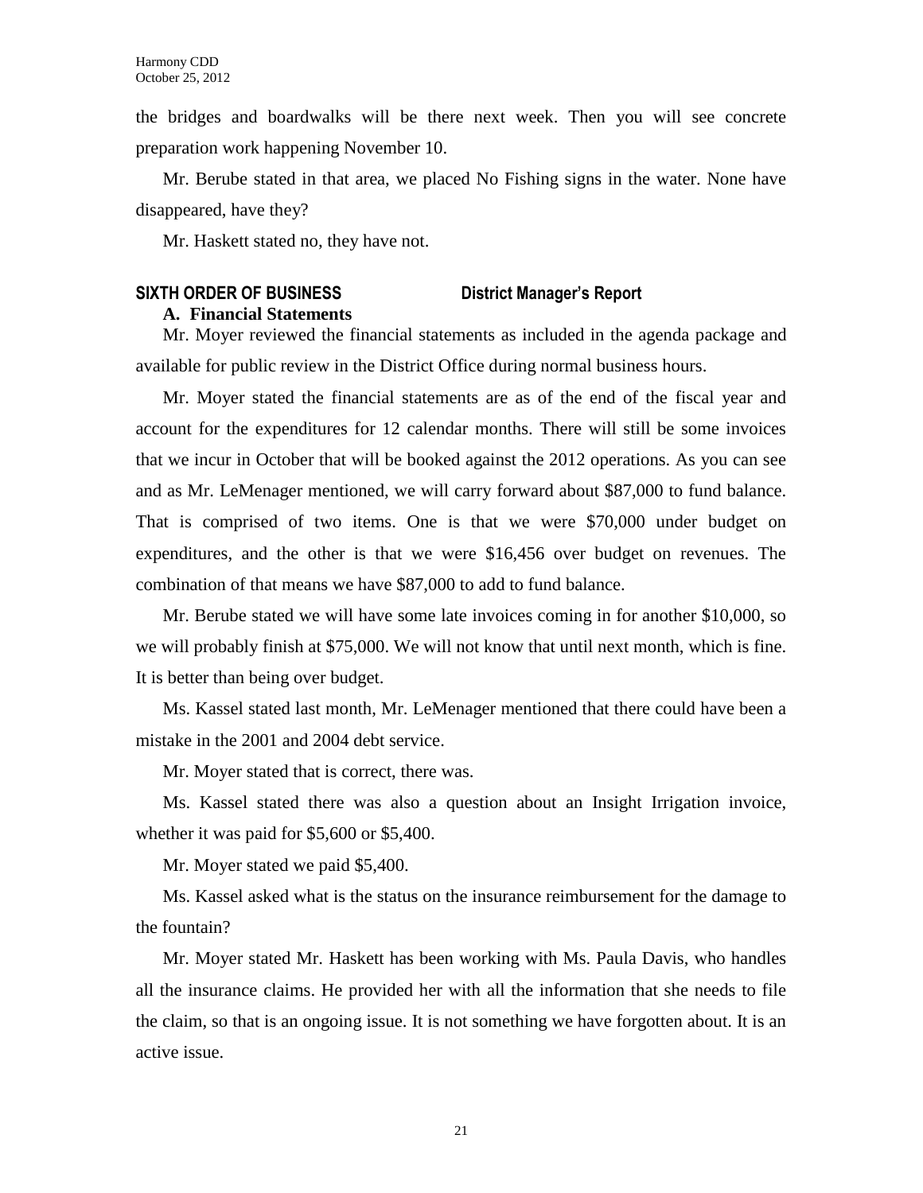the bridges and boardwalks will be there next week. Then you will see concrete preparation work happening November 10.

Mr. Berube stated in that area, we placed No Fishing signs in the water. None have disappeared, have they?

Mr. Haskett stated no, they have not.

## SIXTH ORDER OF BUSINESS District Manager's Report

### A. Financial Statements

Mr. Moyer reviewed the financial statements as included in the agenda package and available for public review in the District Office during normal business hours.

Mr. Moyer stated the financial statements are as of the end of the fiscal year and account for the expenditures for 12 calendar months. There will still be some invoices that we incur in October that will be booked against the 2012 operations. As you can see and as Mr. LeMenager mentioned, we will carry forward about $87,000 to fund balance. That is comprised of two items. One is that we were $70,000 under budget on expenditures, and the other is that we were $16,456 over budget on revenues. The combination of that means we have $87,000 to add to fund balance.

Mr. Berube stated we will have some late invoices coming in for another $10,000, so we will probably finish at $75,000. We will not know that until next month, which is fine. It is better than being over budget.

Ms. Kassel stated last month, Mr. LeMenager mentioned that there could have been a mistake in the 2001 and 2004 debt service.

Mr. Moyer stated that is correct, there was.

Ms. Kassel stated there was also a question about an Insight Irrigation invoice, whether it was paid for $5,600 or $5,400.

Mr. Moyer stated we paid $5,400.

Ms. Kassel asked what is the status on the insurance reimbursement for the damage to the fountain?

Mr. Moyer stated Mr. Haskett has been working with Ms. Paula Davis, who handles all the insurance claims. He provided her with all the information that she needs to file the claim, so that is an ongoing issue. It is not something we have forgotten about. It is an active issue.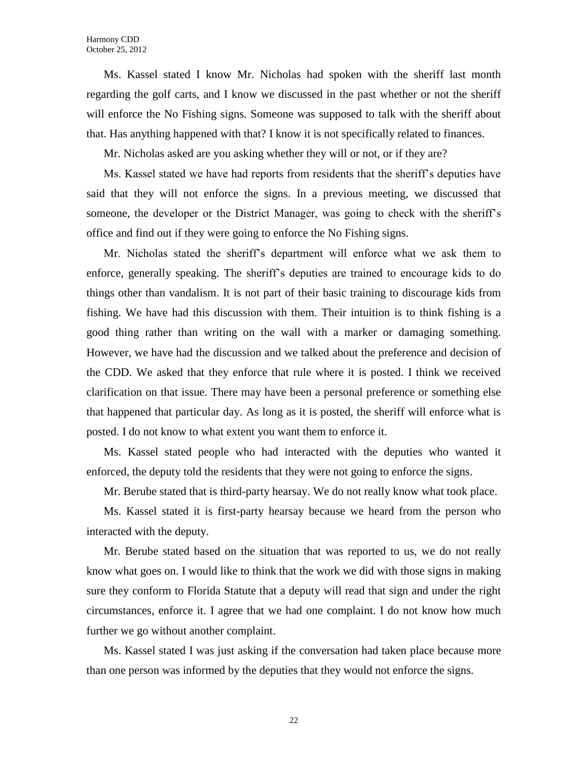Ms. Kassel stated I know Mr. Nicholas had spoken with the sheriff last month regarding the golf carts, and I know we discussed in the past whether or not the sheriff will enforce the No Fishing signs. Someone was supposed to talk with the sheriff about that. Has anything happened with that? I know it is not specifically related to finances.

Mr. Nicholas asked are you asking whether they will or not, or if they are?

Ms. Kassel stated we have had reports from residents that the sheriff's deputies have said that they will not enforce the signs. In a previous meeting, we discussed that someone, the developer or the District Manager, was going to check with the sheriff's office and find out if they were going to enforce the No Fishing signs.

Mr. Nicholas stated the sheriff's department will enforce what we ask them to enforce, generally speaking. The sheriff's deputies are trained to encourage kids to do things other than vandalism. It is not part of their basic training to discourage kids from fishing. We have had this discussion with them. Their intuition is to think fishing is a good thing rather than writing on the wall with a marker or damaging something. However, we have had the discussion and we talked about the preference and decision of the CDD. We asked that they enforce that rule where it is posted. I think we received clarification on that issue. There may have been a personal preference or something else that happened that particular day. As long as it is posted, the sheriff will enforce what is posted. I do not know to what extent you want them to enforce it.

Ms. Kassel stated people who had interacted with the deputies who wanted it enforced, the deputy told the residents that they were not going to enforce the signs.

Mr. Berube stated that is third-party hearsay. We do not really know what took place.

Ms. Kassel stated it is first-party hearsay because we heard from the person who interacted with the deputy.

Mr. Berube stated based on the situation that was reported to us, we do not really know what goes on. I would like to think that the work we did with those signs in making sure they conform to Florida Statute that a deputy will read that sign and under the right circumstances, enforce it. I agree that we had one complaint. I do not know how much further we go without another complaint.

Ms. Kassel stated I was just asking if the conversation had taken place because more than one person was informed by the deputies that they would not enforce the signs.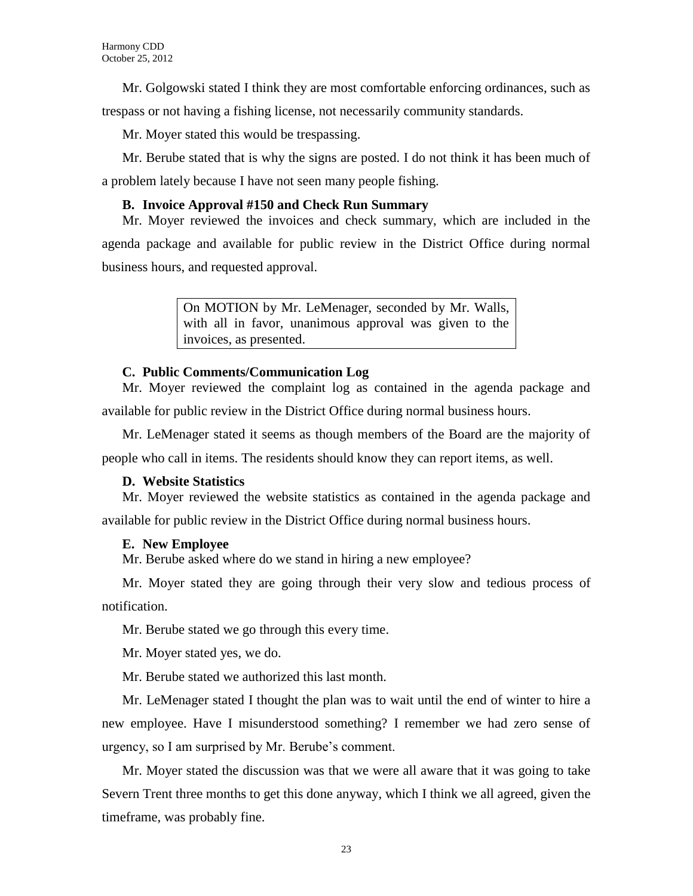Mr. Golgowski stated I think they are most comfortable enforcing ordinances, such as trespass or not having a fishing license, not necessarily community standards.

Mr. Moyer stated this would be trespassing.

Mr. Berube stated that is why the signs are posted. I do not think it has been much of a problem lately because I have not seen many people fishing.

### B. Invoice Approval #150 and Check Run Summary

Mr. Moyer reviewed the invoices and check summary, which are included in the agenda package and available for public review in the District Office during normal business hours, and requested approval.

> On MOTION by Mr. LeMenager, seconded by Mr. Walls, with all in favor, unanimous approval was given to the invoices, as presented.

### C. Public Comments/Communication Log

Mr. Moyer reviewed the complaint log as contained in the agenda package and available for public review in the District Office during normal business hours.

Mr. LeMenager stated it seems as though members of the Board are the majority of people who call in items. The residents should know they can report items, as well.

### D. Website Statistics

Mr. Moyer reviewed the website statistics as contained in the agenda package and available for public review in the District Office during normal business hours.

### E. New Employee

Mr. Berube asked where do we stand in hiring a new employee?

Mr. Moyer stated they are going through their very slow and tedious process of notification.

Mr. Berube stated we go through this every time.

Mr. Moyer stated yes, we do.

Mr. Berube stated we authorized this last month.

Mr. LeMenager stated I thought the plan was to wait until the end of winter to hire a new employee. Have I misunderstood something? I remember we had zero sense of urgency, so I am surprised by Mr. Berube's comment.

Mr. Moyer stated the discussion was that we were all aware that it was going to take Severn Trent three months to get this done anyway, which I think we all agreed, given the timeframe, was probably fine.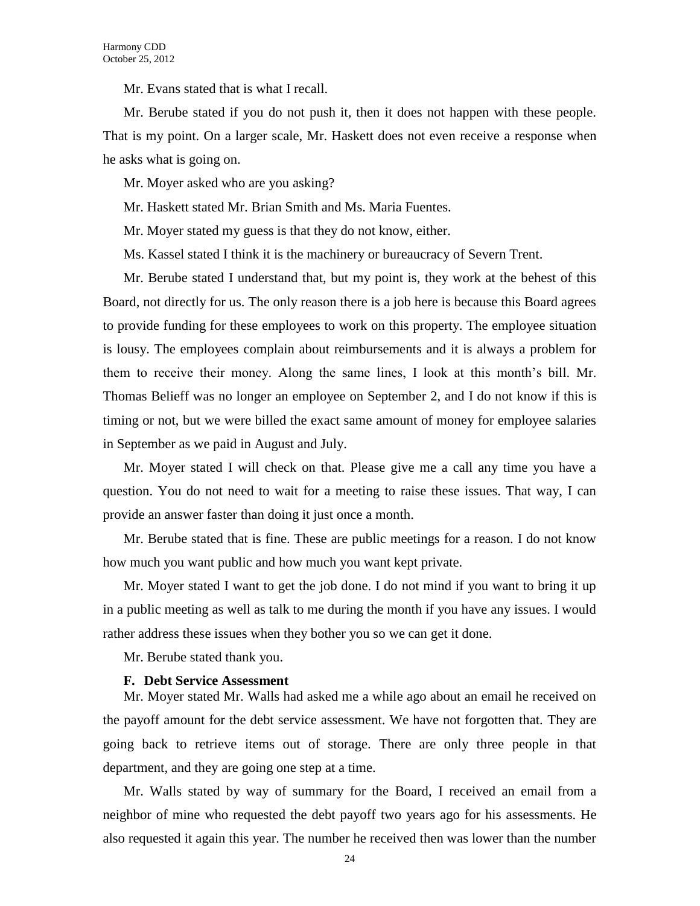Mr. Evans stated that is what I recall.

Mr. Berube stated if you do not push it, then it does not happen with these people. That is my point. On a larger scale, Mr. Haskett does not even receive a response when he asks what is going on.

Mr. Moyer asked who are you asking?

Mr. Haskett stated Mr. Brian Smith and Ms. Maria Fuentes.

Mr. Moyer stated my guess is that they do not know, either.

Ms. Kassel stated I think it is the machinery or bureaucracy of Severn Trent.

Mr. Berube stated I understand that, but my point is, they work at the behest of this Board, not directly for us. The only reason there is a job here is because this Board agrees to provide funding for these employees to work on this property. The employee situation is lousy. The employees complain about reimbursements and it is always a problem for them to receive their money. Along the same lines, I look at this month's bill. Mr. Thomas Belieff was no longer an employee on September 2, and I do not know if this is timing or not, but we were billed the exact same amount of money for employee salaries in September as we paid in August and July.

Mr. Moyer stated I will check on that. Please give me a call any time you have a question. You do not need to wait for a meeting to raise these issues. That way, I can provide an answer faster than doing it just once a month.

Mr. Berube stated that is fine. These are public meetings for a reason. I do not know how much you want public and how much you want kept private.

Mr. Moyer stated I want to get the job done. I do not mind if you want to bring it up in a public meeting as well as talk to me during the month if you have any issues. I would rather address these issues when they bother you so we can get it done.

Mr. Berube stated thank you.

**F. Debt Service Assessment**

Mr. Moyer stated Mr. Walls had asked me a while ago about an email he received on the payoff amount for the debt service assessment. We have not forgotten that. They are going back to retrieve items out of storage. There are only three people in that department, and they are going one step at a time.

Mr. Walls stated by way of summary for the Board, I received an email from a neighbor of mine who requested the debt payoff two years ago for his assessments. He also requested it again this year. The number he received then was lower than the number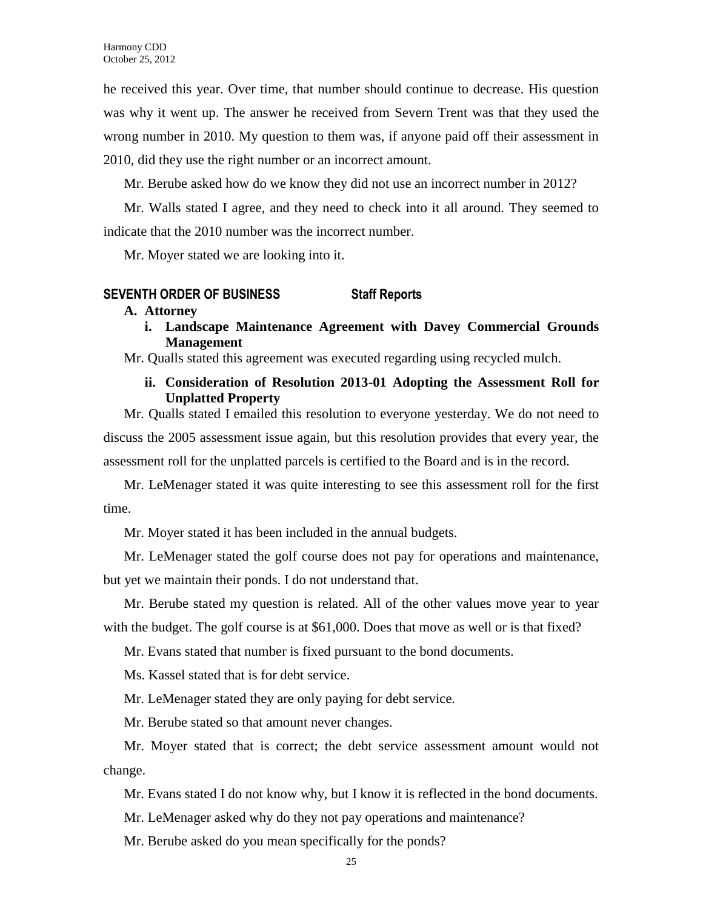he received this year. Over time, that number should continue to decrease. His question was why it went up. The answer he received from Severn Trent was that they used the wrong number in 2010. My question to them was, if anyone paid off their assessment in 2010, did they use the right number or an incorrect amount.

Mr. Berube asked how do we know they did not use an incorrect number in 2012?

Mr. Walls stated I agree, and they need to check into it all around. They seemed to indicate that the 2010 number was the incorrect number.

Mr. Moyer stated we are looking into it.

## SEVENTH ORDER OF BUSINESS Staff Reports

**A. Attorney**

**i. Landscape Maintenance Agreement with Davey Commercial Grounds Management**

Mr. Qualls stated this agreement was executed regarding using recycled mulch.

**ii. Consideration of Resolution 2013-01 Adopting the Assessment Roll for Unplatted Property**

Mr. Qualls stated I emailed this resolution to everyone yesterday. We do not need to discuss the 2005 assessment issue again, but this resolution provides that every year, the assessment roll for the unplatted parcels is certified to the Board and is in the record.

Mr. LeMenager stated it was quite interesting to see this assessment roll for the first time.

Mr. Moyer stated it has been included in the annual budgets.

Mr. LeMenager stated the golf course does not pay for operations and maintenance, but yet we maintain their ponds. I do not understand that.

Mr. Berube stated my question is related. All of the other values move year to year with the budget. The golf course is at $61,000. Does that move as well or is that fixed?

Mr. Evans stated that number is fixed pursuant to the bond documents.

Ms. Kassel stated that is for debt service.

Mr. LeMenager stated they are only paying for debt service.

Mr. Berube stated so that amount never changes.

Mr. Moyer stated that is correct; the debt service assessment amount would not change.

Mr. Evans stated I do not know why, but I know it is reflected in the bond documents.

Mr. LeMenager asked why do they not pay operations and maintenance?

Mr. Berube asked do you mean specifically for the ponds?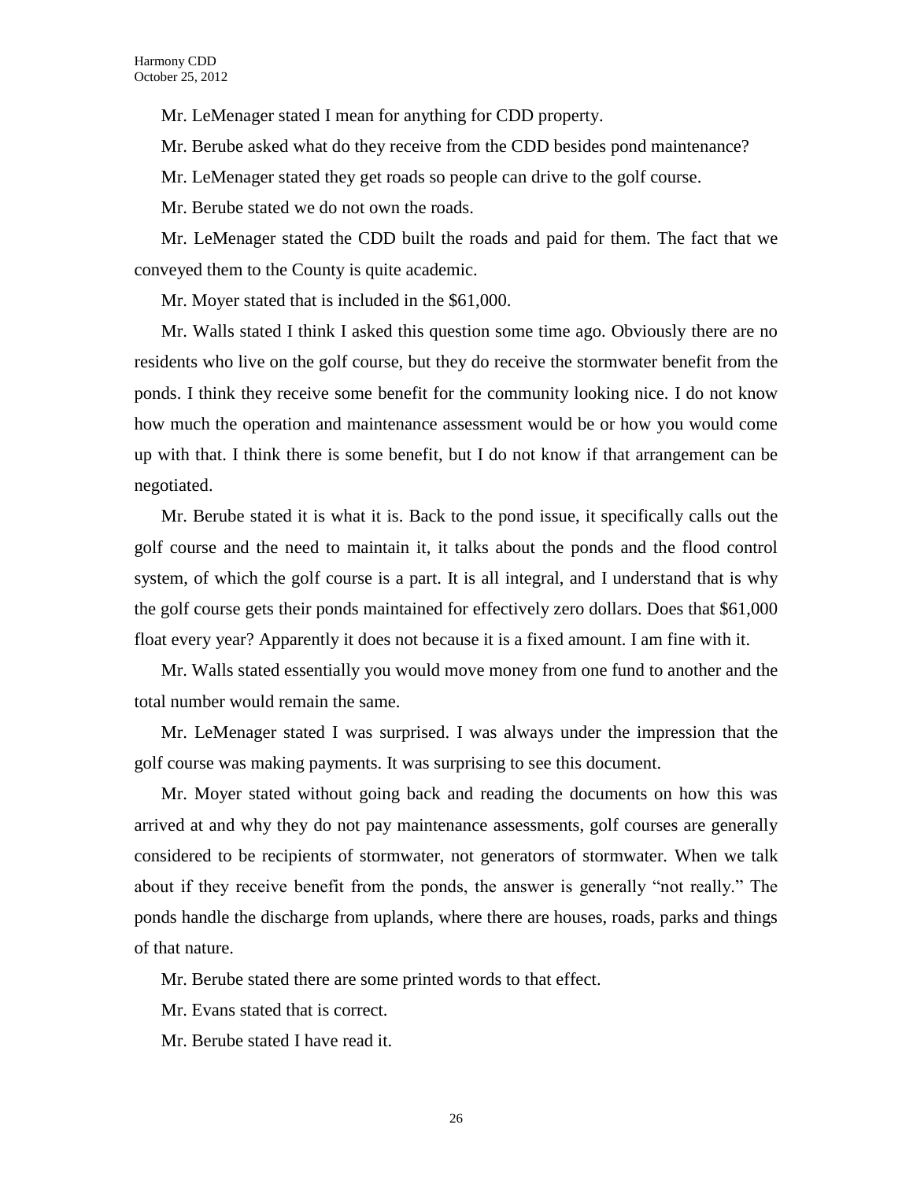Mr. LeMenager stated I mean for anything for CDD property.

Mr. Berube asked what do they receive from the CDD besides pond maintenance?

Mr. LeMenager stated they get roads so people can drive to the golf course.

Mr. Berube stated we do not own the roads.

Mr. LeMenager stated the CDD built the roads and paid for them. The fact that we conveyed them to the County is quite academic.

Mr. Moyer stated that is included in the $61,000.

Mr. Walls stated I think I asked this question some time ago. Obviously there are no residents who live on the golf course, but they do receive the stormwater benefit from the ponds. I think they receive some benefit for the community looking nice. I do not know how much the operation and maintenance assessment would be or how you would come up with that. I think there is some benefit, but I do not know if that arrangement can be negotiated.

Mr. Berube stated it is what it is. Back to the pond issue, it specifically calls out the golf course and the need to maintain it, it talks about the ponds and the flood control system, of which the golf course is a part. It is all integral, and I understand that is why the golf course gets their ponds maintained for effectively zero dollars. Does that $61,000 float every year? Apparently it does not because it is a fixed amount. I am fine with it.

Mr. Walls stated essentially you would move money from one fund to another and the total number would remain the same.

Mr. LeMenager stated I was surprised. I was always under the impression that the golf course was making payments. It was surprising to see this document.

Mr. Moyer stated without going back and reading the documents on how this was arrived at and why they do not pay maintenance assessments, golf courses are generally considered to be recipients of stormwater, not generators of stormwater. When we talk about if they receive benefit from the ponds, the answer is generally "not really." The ponds handle the discharge from uplands, where there are houses, roads, parks and things of that nature.

Mr. Berube stated there are some printed words to that effect.

Mr. Evans stated that is correct.

Mr. Berube stated I have read it.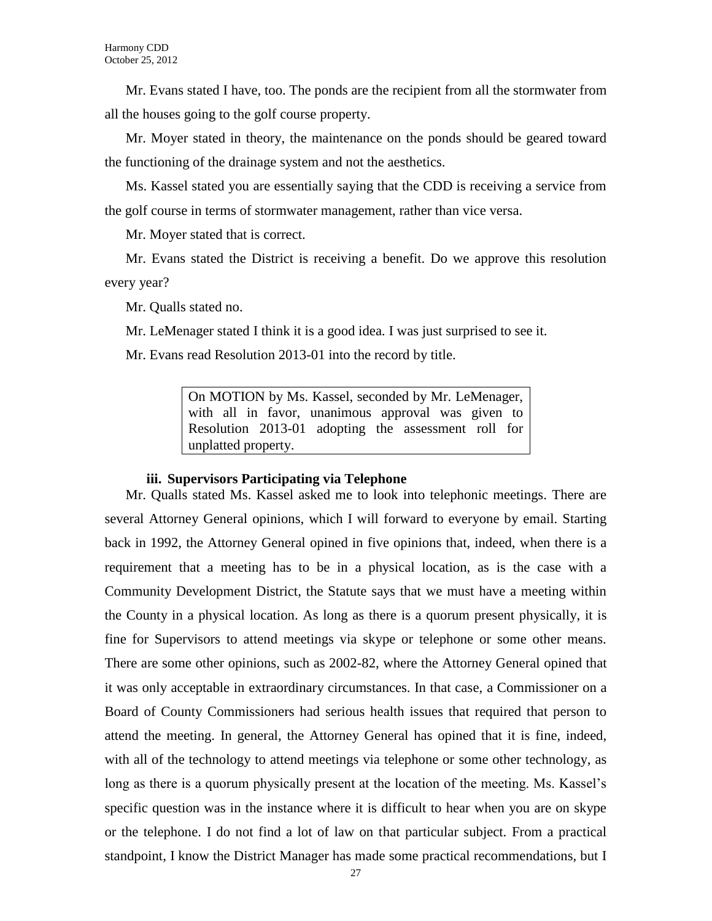Mr. Evans stated I have, too. The ponds are the recipient from all the stormwater from all the houses going to the golf course property.

Mr. Moyer stated in theory, the maintenance on the ponds should be geared toward the functioning of the drainage system and not the aesthetics.

Ms. Kassel stated you are essentially saying that the CDD is receiving a service from the golf course in terms of stormwater management, rather than vice versa.

Mr. Moyer stated that is correct.

Mr. Evans stated the District is receiving a benefit. Do we approve this resolution every year?

Mr. Qualls stated no.

Mr. LeMenager stated I think it is a good idea. I was just surprised to see it.

Mr. Evans read Resolution 2013-01 into the record by title.

> On MOTION by Ms. Kassel, seconded by Mr. LeMenager, with all in favor, unanimous approval was given to Resolution 2013-01 adopting the assessment roll for unplatted property.

### iii. Supervisors Participating via Telephone

Mr. Qualls stated Ms. Kassel asked me to look into telephonic meetings. There are several Attorney General opinions, which I will forward to everyone by email. Starting back in 1992, the Attorney General opined in five opinions that, indeed, when there is a requirement that a meeting has to be in a physical location, as is the case with a Community Development District, the Statute says that we must have a meeting within the County in a physical location. As long as there is a quorum present physically, it is fine for Supervisors to attend meetings via skype or telephone or some other means. There are some other opinions, such as 2002-82, where the Attorney General opined that it was only acceptable in extraordinary circumstances. In that case, a Commissioner on a Board of County Commissioners had serious health issues that required that person to attend the meeting. In general, the Attorney General has opined that it is fine, indeed, with all of the technology to attend meetings via telephone or some other technology, as long as there is a quorum physically present at the location of the meeting. Ms. Kassel's specific question was in the instance where it is difficult to hear when you are on skype or the telephone. I do not find a lot of law on that particular subject. From a practical standpoint, I know the District Manager has made some practical recommendations, but I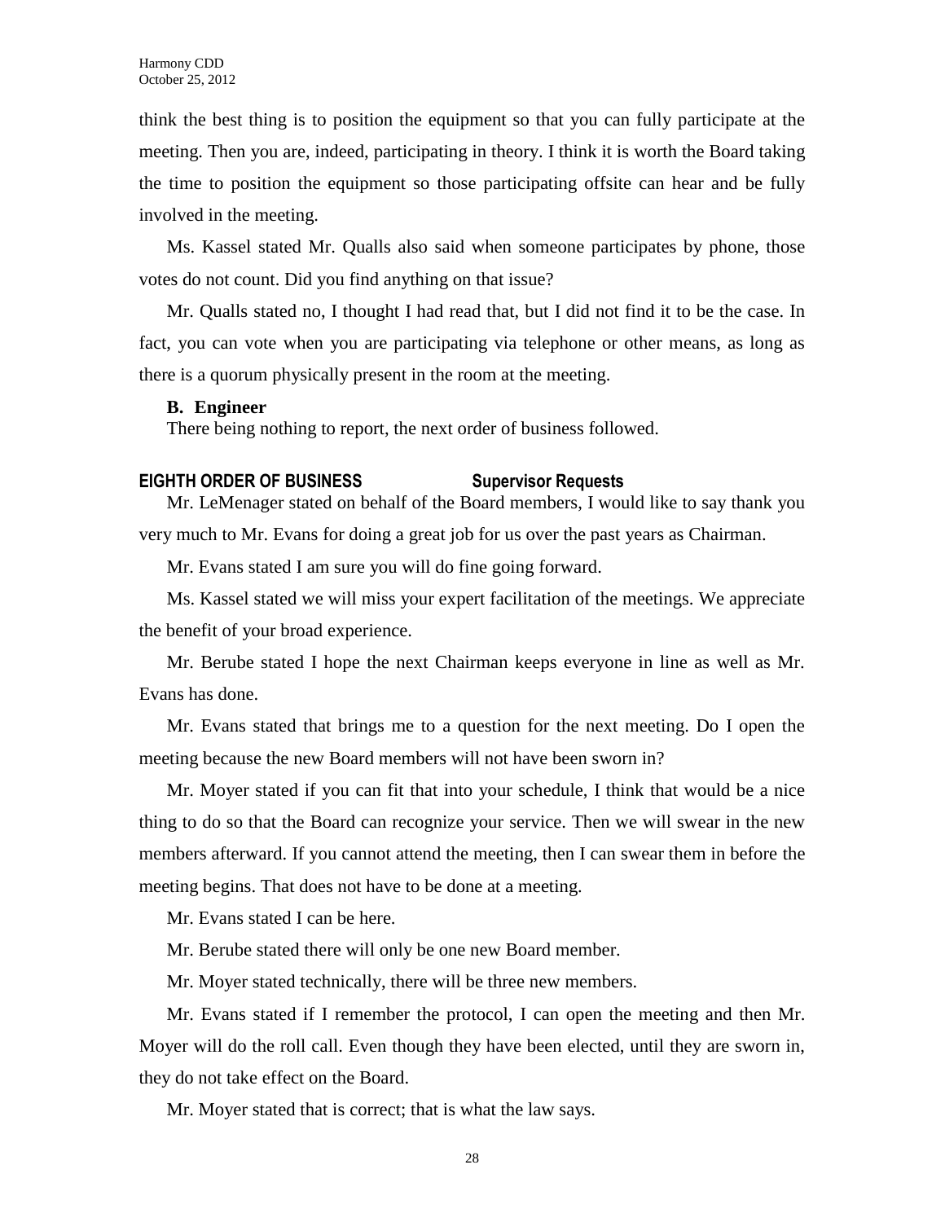think the best thing is to position the equipment so that you can fully participate at the meeting. Then you are, indeed, participating in theory. I think it is worth the Board taking the time to position the equipment so those participating offsite can hear and be fully involved in the meeting.

Ms. Kassel stated Mr. Qualls also said when someone participates by phone, those votes do not count. Did you find anything on that issue?

Mr. Qualls stated no, I thought I had read that, but I did not find it to be the case. In fact, you can vote when you are participating via telephone or other means, as long as there is a quorum physically present in the room at the meeting.

**B. Engineer**

There being nothing to report, the next order of business followed.

**EIGHTH ORDER OF BUSINESS Supervisor Requests**

Mr. LeMenager stated on behalf of the Board members, I would like to say thank you very much to Mr. Evans for doing a great job for us over the past years as Chairman.

Mr. Evans stated I am sure you will do fine going forward.

Ms. Kassel stated we will miss your expert facilitation of the meetings. We appreciate the benefit of your broad experience.

Mr. Berube stated I hope the next Chairman keeps everyone in line as well as Mr. Evans has done.

Mr. Evans stated that brings me to a question for the next meeting. Do I open the meeting because the new Board members will not have been sworn in?

Mr. Moyer stated if you can fit that into your schedule, I think that would be a nice thing to do so that the Board can recognize your service. Then we will swear in the new members afterward. If you cannot attend the meeting, then I can swear them in before the meeting begins. That does not have to be done at a meeting.

Mr. Evans stated I can be here.

Mr. Berube stated there will only be one new Board member.

Mr. Moyer stated technically, there will be three new members.

Mr. Evans stated if I remember the protocol, I can open the meeting and then Mr. Moyer will do the roll call. Even though they have been elected, until they are sworn in, they do not take effect on the Board.

Mr. Moyer stated that is correct; that is what the law says.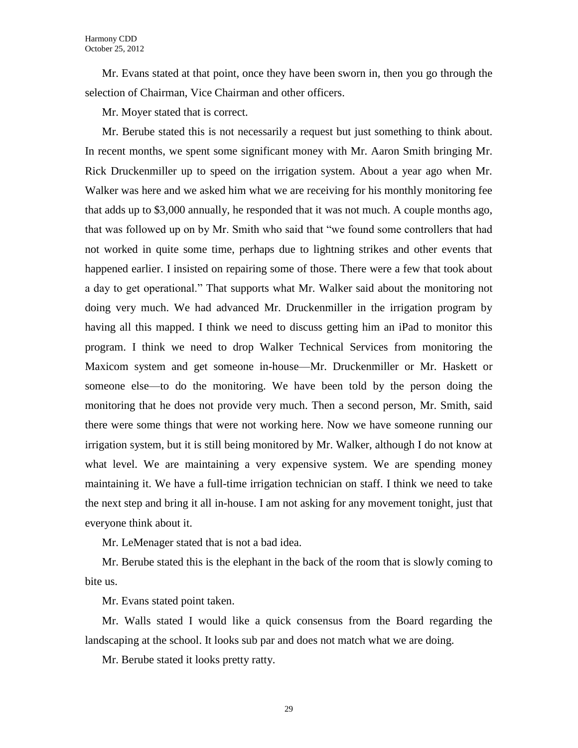Mr. Evans stated at that point, once they have been sworn in, then you go through the selection of Chairman, Vice Chairman and other officers.

Mr. Moyer stated that is correct.

Mr. Berube stated this is not necessarily a request but just something to think about. In recent months, we spent some significant money with Mr. Aaron Smith bringing Mr. Rick Druckenmiller up to speed on the irrigation system. About a year ago when Mr. Walker was here and we asked him what we are receiving for his monthly monitoring fee that adds up to $3,000 annually, he responded that it was not much. A couple months ago, that was followed up on by Mr. Smith who said that "we found some controllers that had not worked in quite some time, perhaps due to lightning strikes and other events that happened earlier. I insisted on repairing some of those. There were a few that took about a day to get operational." That supports what Mr. Walker said about the monitoring not doing very much. We had advanced Mr. Druckenmiller in the irrigation program by having all this mapped. I think we need to discuss getting him an iPad to monitor this program. I think we need to drop Walker Technical Services from monitoring the Maxicom system and get someone in-house—Mr. Druckenmiller or Mr. Haskett or someone else—to do the monitoring. We have been told by the person doing the monitoring that he does not provide very much. Then a second person, Mr. Smith, said there were some things that were not working here. Now we have someone running our irrigation system, but it is still being monitored by Mr. Walker, although I do not know at what level. We are maintaining a very expensive system. We are spending money maintaining it. We have a full-time irrigation technician on staff. I think we need to take the next step and bring it all in-house. I am not asking for any movement tonight, just that everyone think about it.

Mr. LeMenager stated that is not a bad idea.

Mr. Berube stated this is the elephant in the back of the room that is slowly coming to bite us.

Mr. Evans stated point taken.

Mr. Walls stated I would like a quick consensus from the Board regarding the landscaping at the school. It looks sub par and does not match what we are doing.

Mr. Berube stated it looks pretty ratty.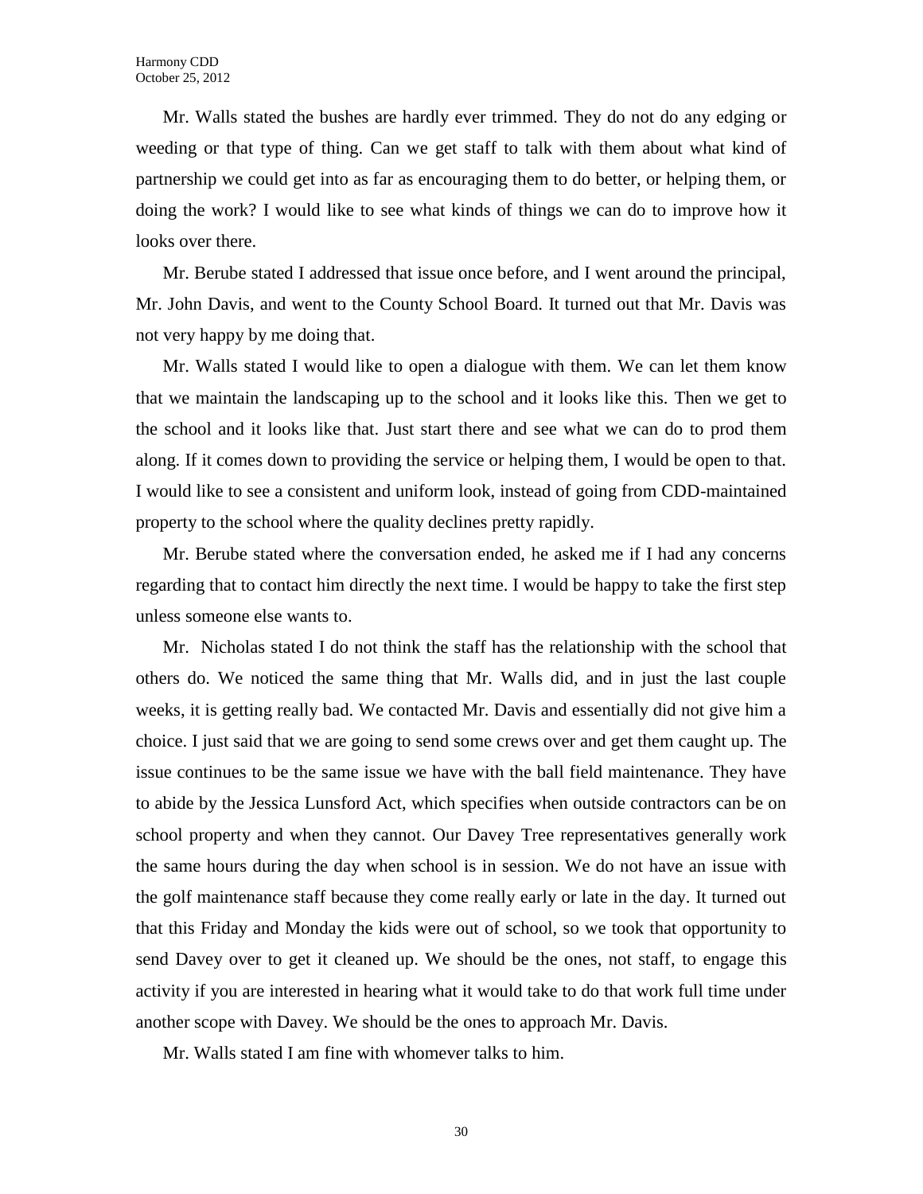Mr. Walls stated the bushes are hardly ever trimmed. They do not do any edging or weeding or that type of thing. Can we get staff to talk with them about what kind of partnership we could get into as far as encouraging them to do better, or helping them, or doing the work? I would like to see what kinds of things we can do to improve how it looks over there.

Mr. Berube stated I addressed that issue once before, and I went around the principal, Mr. John Davis, and went to the County School Board. It turned out that Mr. Davis was not very happy by me doing that.

Mr. Walls stated I would like to open a dialogue with them. We can let them know that we maintain the landscaping up to the school and it looks like this. Then we get to the school and it looks like that. Just start there and see what we can do to prod them along. If it comes down to providing the service or helping them, I would be open to that. I would like to see a consistent and uniform look, instead of going from CDD-maintained property to the school where the quality declines pretty rapidly.

Mr. Berube stated where the conversation ended, he asked me if I had any concerns regarding that to contact him directly the next time. I would be happy to take the first step unless someone else wants to.

Mr. Nicholas stated I do not think the staff has the relationship with the school that others do. We noticed the same thing that Mr. Walls did, and in just the last couple weeks, it is getting really bad. We contacted Mr. Davis and essentially did not give him a choice. I just said that we are going to send some crews over and get them caught up. The issue continues to be the same issue we have with the ball field maintenance. They have to abide by the Jessica Lunsford Act, which specifies when outside contractors can be on school property and when they cannot. Our Davey Tree representatives generally work the same hours during the day when school is in session. We do not have an issue with the golf maintenance staff because they come really early or late in the day. It turned out that this Friday and Monday the kids were out of school, so we took that opportunity to send Davey over to get it cleaned up. We should be the ones, not staff, to engage this activity if you are interested in hearing what it would take to do that work full time under another scope with Davey. We should be the ones to approach Mr. Davis.

Mr. Walls stated I am fine with whomever talks to him.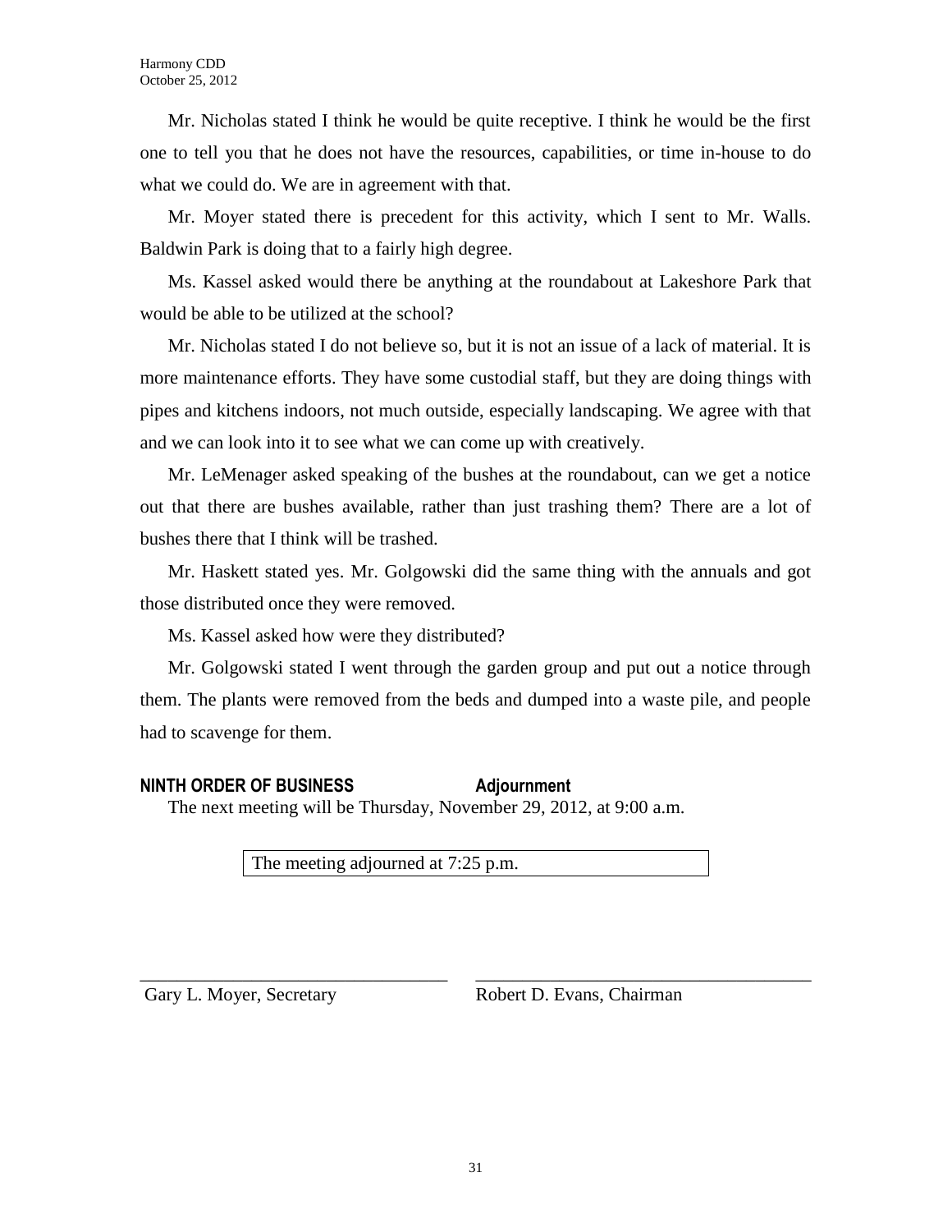Mr. Nicholas stated I think he would be quite receptive. I think he would be the first one to tell you that he does not have the resources, capabilities, or time in-house to do what we could do. We are in agreement with that.

Mr. Moyer stated there is precedent for this activity, which I sent to Mr. Walls. Baldwin Park is doing that to a fairly high degree.

Ms. Kassel asked would there be anything at the roundabout at Lakeshore Park that would be able to be utilized at the school?

Mr. Nicholas stated I do not believe so, but it is not an issue of a lack of material. It is more maintenance efforts. They have some custodial staff, but they are doing things with pipes and kitchens indoors, not much outside, especially landscaping. We agree with that and we can look into it to see what we can come up with creatively.

Mr. LeMenager asked speaking of the bushes at the roundabout, can we get a notice out that there are bushes available, rather than just trashing them? There are a lot of bushes there that I think will be trashed.

Mr. Haskett stated yes. Mr. Golgowski did the same thing with the annuals and got those distributed once they were removed.

Ms. Kassel asked how were they distributed?

Mr. Golgowski stated I went through the garden group and put out a notice through them. The plants were removed from the beds and dumped into a waste pile, and people had to scavenge for them.

**NINTH ORDER OF BUSINESS** **Adjournment**

The next meeting will be Thursday, November 29, 2012, at 9:00 a.m.

The meeting adjourned at 7:25 p.m.

\_\_\_\_\_\_\_\_\_\_\_\_\_\_\_\_\_\_\_\_\_\_\_\_\_\_\_\_\_\_\_\_\_\_ \_\_\_\_\_\_\_\_\_\_\_\_\_\_\_\_\_\_\_\_\_\_\_\_\_\_\_\_\_\_\_\_\_\_

Gary L. Moyer, Secretary Robert D. Evans, Chairman